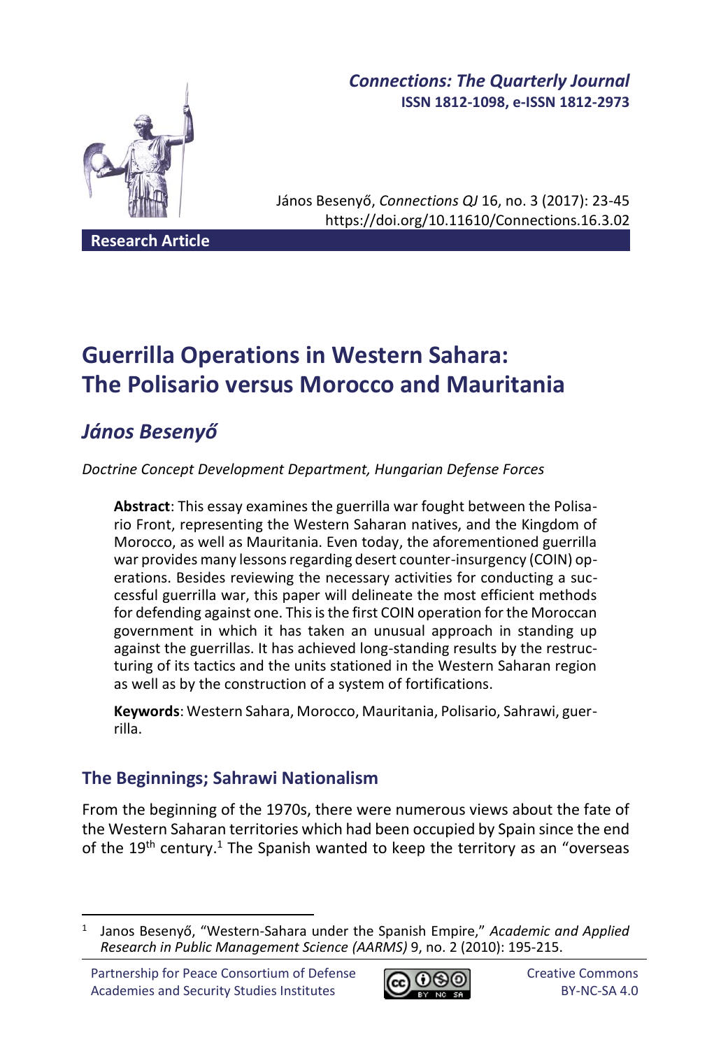*Connections: The Quarterly Journal*
**ISSN 1812-1098, e-ISSN 1812-2973**

János Besenyő, *Connections QJ* 16, no. 3 (2017): 23-45
https://doi.org/10.11610/Connections.16.3.02

**Research Article**

# Guerrilla Operations in Western Sahara: The Polisario versus Morocco and Mauritania

## *János Besenyő*

*Doctrine Concept Development Department, Hungarian Defense Forces*

> **Abstract**: This essay examines the guerrilla war fought between the Polisario Front, representing the Western Saharan natives, and the Kingdom of Morocco, as well as Mauritania. Even today, the aforementioned guerrilla war provides many lessons regarding desert counter-insurgency (COIN) operations. Besides reviewing the necessary activities for conducting a successful guerrilla war, this paper will delineate the most efficient methods for defending against one. This is the first COIN operation for the Moroccan government in which it has taken an unusual approach in standing up against the guerrillas. It has achieved long-standing results by the restructuring of its tactics and the units stationed in the Western Saharan region as well as by the construction of a system of fortifications.
>
> **Keywords**: Western Sahara, Morocco, Mauritania, Polisario, Sahrawi, guerrilla.

### The Beginnings; Sahrawi Nationalism

From the beginning of the 1970s, there were numerous views about the fate of the Western Saharan territories which had been occupied by Spain since the end of the 19th century.[1] The Spanish wanted to keep the territory as an "overseas

---

[1] Janos Besenyő, "Western-Sahara under the Spanish Empire," *Academic and Applied Research in Public Management Science (AARMS)* 9, no. 2 (2010): 195-215.

Partnership for Peace Consortium of Defense Academies and Security Studies Institutes

Creative Commons BY-NC-SA 4.0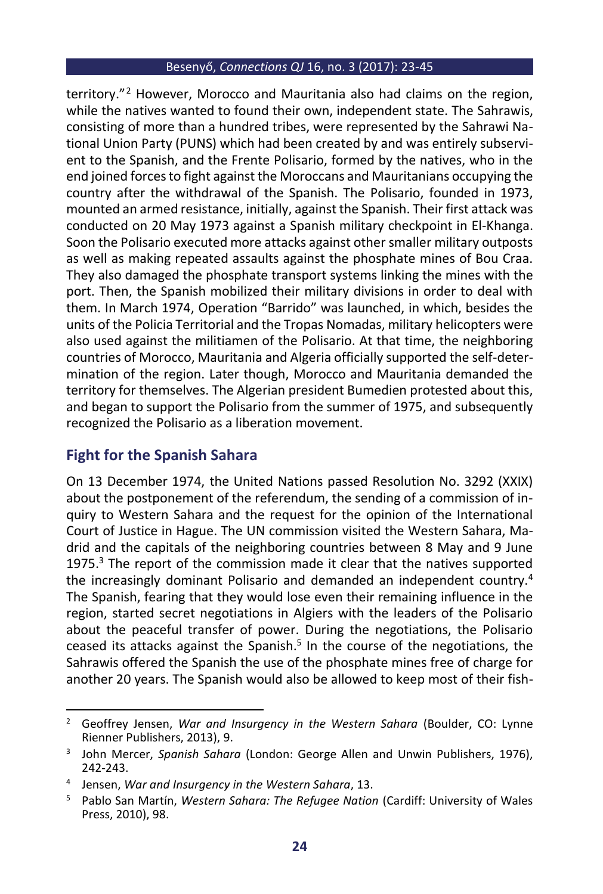territory."[2] However, Morocco and Mauritania also had claims on the region, while the natives wanted to found their own, independent state. The Sahrawis, consisting of more than a hundred tribes, were represented by the Sahrawi National Union Party (PUNS) which had been created by and was entirely subservient to the Spanish, and the Frente Polisario, formed by the natives, who in the end joined forces to fight against the Moroccans and Mauritanians occupying the country after the withdrawal of the Spanish. The Polisario, founded in 1973, mounted an armed resistance, initially, against the Spanish. Their first attack was conducted on 20 May 1973 against a Spanish military checkpoint in El-Khanga. Soon the Polisario executed more attacks against other smaller military outposts as well as making repeated assaults against the phosphate mines of Bou Craa. They also damaged the phosphate transport systems linking the mines with the port. Then, the Spanish mobilized their military divisions in order to deal with them. In March 1974, Operation "Barrido" was launched, in which, besides the units of the Policia Territorial and the Tropas Nomadas, military helicopters were also used against the militiamen of the Polisario. At that time, the neighboring countries of Morocco, Mauritania and Algeria officially supported the self-determination of the region. Later though, Morocco and Mauritania demanded the territory for themselves. The Algerian president Bumedien protested about this, and began to support the Polisario from the summer of 1975, and subsequently recognized the Polisario as a liberation movement.

## Fight for the Spanish Sahara

On 13 December 1974, the United Nations passed Resolution No. 3292 (XXIX) about the postponement of the referendum, the sending of a commission of inquiry to Western Sahara and the request for the opinion of the International Court of Justice in Hague. The UN commission visited the Western Sahara, Madrid and the capitals of the neighboring countries between 8 May and 9 June 1975.[3] The report of the commission made it clear that the natives supported the increasingly dominant Polisario and demanded an independent country.[4] The Spanish, fearing that they would lose even their remaining influence in the region, started secret negotiations in Algiers with the leaders of the Polisario about the peaceful transfer of power. During the negotiations, the Polisario ceased its attacks against the Spanish.[5] In the course of the negotiations, the Sahrawis offered the Spanish the use of the phosphate mines free of charge for another 20 years. The Spanish would also be allowed to keep most of their fish-

---

[2] Geoffrey Jensen, *War and Insurgency in the Western Sahara* (Boulder, CO: Lynne Rienner Publishers, 2013), 9.

[3] John Mercer, *Spanish Sahara* (London: George Allen and Unwin Publishers, 1976), 242-243.

[4] Jensen, *War and Insurgency in the Western Sahara*, 13.

[5] Pablo San Martín, *Western Sahara: The Refugee Nation* (Cardiff: University of Wales Press, 2010), 98.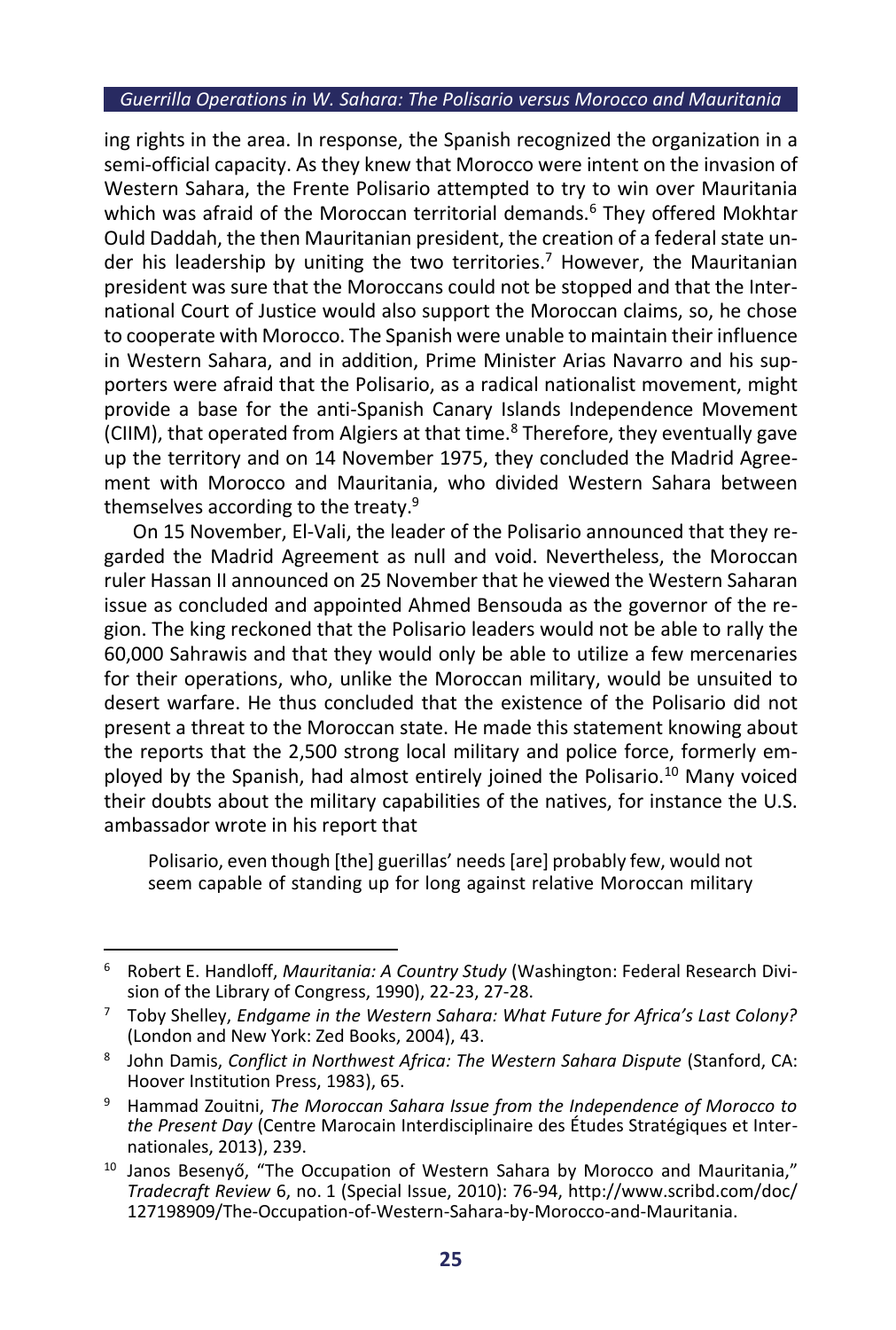ing rights in the area. In response, the Spanish recognized the organization in a semi-official capacity. As they knew that Morocco were intent on the invasion of Western Sahara, the Frente Polisario attempted to try to win over Mauritania which was afraid of the Moroccan territorial demands.[6] They offered Mokhtar Ould Daddah, the then Mauritanian president, the creation of a federal state under his leadership by uniting the two territories.[7] However, the Mauritanian president was sure that the Moroccans could not be stopped and that the International Court of Justice would also support the Moroccan claims, so, he chose to cooperate with Morocco. The Spanish were unable to maintain their influence in Western Sahara, and in addition, Prime Minister Arias Navarro and his supporters were afraid that the Polisario, as a radical nationalist movement, might provide a base for the anti-Spanish Canary Islands Independence Movement (CIIM), that operated from Algiers at that time.[8] Therefore, they eventually gave up the territory and on 14 November 1975, they concluded the Madrid Agreement with Morocco and Mauritania, who divided Western Sahara between themselves according to the treaty.[9]

On 15 November, El-Vali, the leader of the Polisario announced that they regarded the Madrid Agreement as null and void. Nevertheless, the Moroccan ruler Hassan II announced on 25 November that he viewed the Western Saharan issue as concluded and appointed Ahmed Bensouda as the governor of the region. The king reckoned that the Polisario leaders would not be able to rally the 60,000 Sahrawis and that they would only be able to utilize a few mercenaries for their operations, who, unlike the Moroccan military, would be unsuited to desert warfare. He thus concluded that the existence of the Polisario did not present a threat to the Moroccan state. He made this statement knowing about the reports that the 2,500 strong local military and police force, formerly employed by the Spanish, had almost entirely joined the Polisario.[10] Many voiced their doubts about the military capabilities of the natives, for instance the U.S. ambassador wrote in his report that

> Polisario, even though [the] guerillas' needs [are] probably few, would not seem capable of standing up for long against relative Moroccan military

---

[6] Robert E. Handloff, *Mauritania: A Country Study* (Washington: Federal Research Division of the Library of Congress, 1990), 22-23, 27-28.

[7] Toby Shelley, *Endgame in the Western Sahara: What Future for Africa's Last Colony?* (London and New York: Zed Books, 2004), 43.

[8] John Damis, *Conflict in Northwest Africa: The Western Sahara Dispute* (Stanford, CA: Hoover Institution Press, 1983), 65.

[9] Hammad Zouitni, *The Moroccan Sahara Issue from the Independence of Morocco to the Present Day* (Centre Marocain Interdisciplinaire des Études Stratégiques et Internationales, 2013), 239.

[10] Janos Besenyő, "The Occupation of Western Sahara by Morocco and Mauritania," *Tradecraft Review* 6, no. 1 (Special Issue, 2010): 76-94, http://www.scribd.com/doc/127198909/The-Occupation-of-Western-Sahara-by-Morocco-and-Mauritania.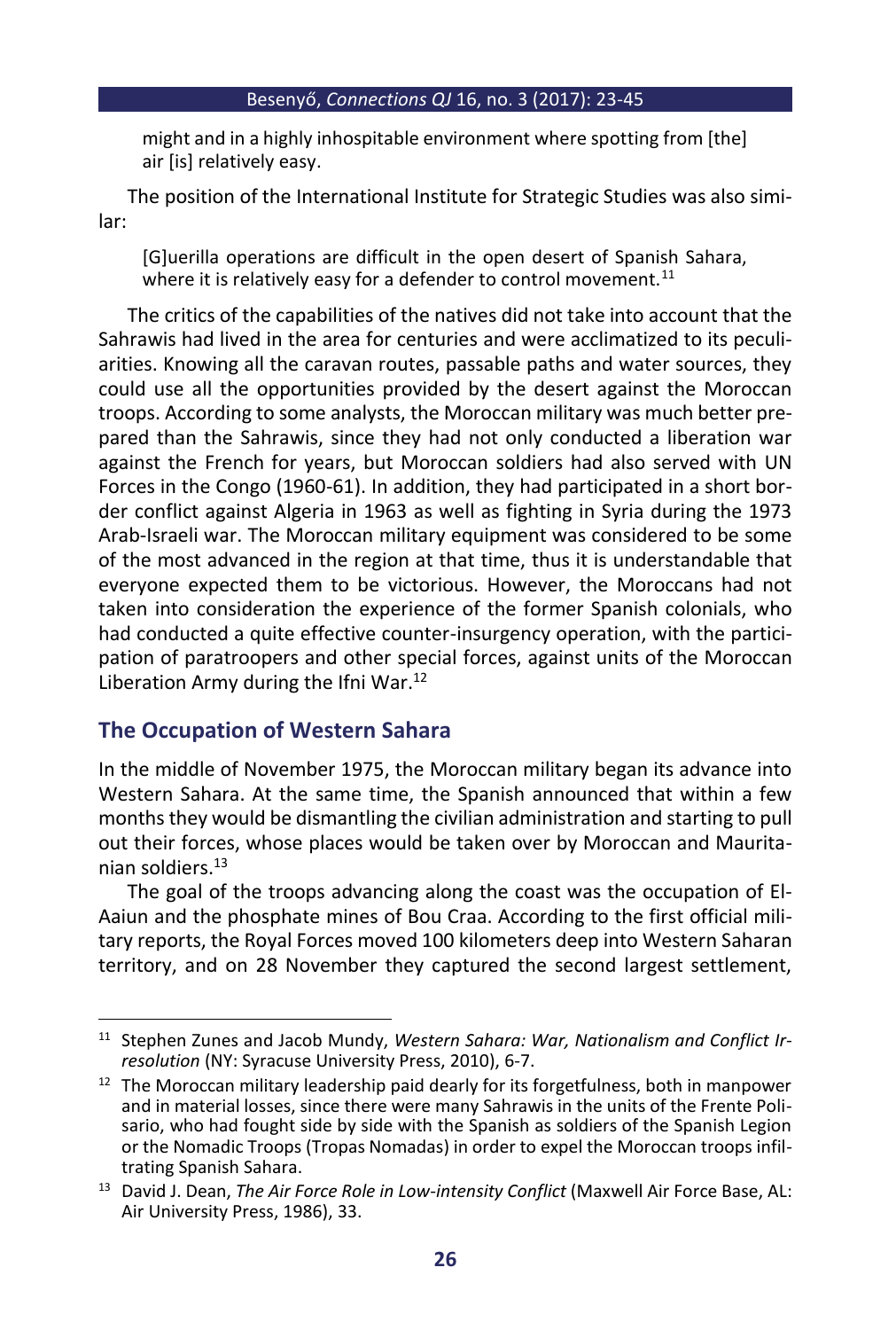> might and in a highly inhospitable environment where spotting from [the] air [is] relatively easy.

The position of the International Institute for Strategic Studies was also similar:

> [G]uerilla operations are difficult in the open desert of Spanish Sahara, where it is relatively easy for a defender to control movement.[11]

The critics of the capabilities of the natives did not take into account that the Sahrawis had lived in the area for centuries and were acclimatized to its peculiarities. Knowing all the caravan routes, passable paths and water sources, they could use all the opportunities provided by the desert against the Moroccan troops. According to some analysts, the Moroccan military was much better prepared than the Sahrawis, since they had not only conducted a liberation war against the French for years, but Moroccan soldiers had also served with UN Forces in the Congo (1960-61). In addition, they had participated in a short border conflict against Algeria in 1963 as well as fighting in Syria during the 1973 Arab-Israeli war. The Moroccan military equipment was considered to be some of the most advanced in the region at that time, thus it is understandable that everyone expected them to be victorious. However, the Moroccans had not taken into consideration the experience of the former Spanish colonials, who had conducted a quite effective counter-insurgency operation, with the participation of paratroopers and other special forces, against units of the Moroccan Liberation Army during the Ifni War.[12]

## The Occupation of Western Sahara

In the middle of November 1975, the Moroccan military began its advance into Western Sahara. At the same time, the Spanish announced that within a few months they would be dismantling the civilian administration and starting to pull out their forces, whose places would be taken over by Moroccan and Mauritanian soldiers.[13]

The goal of the troops advancing along the coast was the occupation of El-Aaiun and the phosphate mines of Bou Craa. According to the first official military reports, the Royal Forces moved 100 kilometers deep into Western Saharan territory, and on 28 November they captured the second largest settlement,

---

[11] Stephen Zunes and Jacob Mundy, *Western Sahara: War, Nationalism and Conflict Irresolution* (NY: Syracuse University Press, 2010), 6-7.

[12] The Moroccan military leadership paid dearly for its forgetfulness, both in manpower and in material losses, since there were many Sahrawis in the units of the Frente Polisario, who had fought side by side with the Spanish as soldiers of the Spanish Legion or the Nomadic Troops (Tropas Nomadas) in order to expel the Moroccan troops infiltrating Spanish Sahara.

[13] David J. Dean, *The Air Force Role in Low-intensity Conflict* (Maxwell Air Force Base, AL: Air University Press, 1986), 33.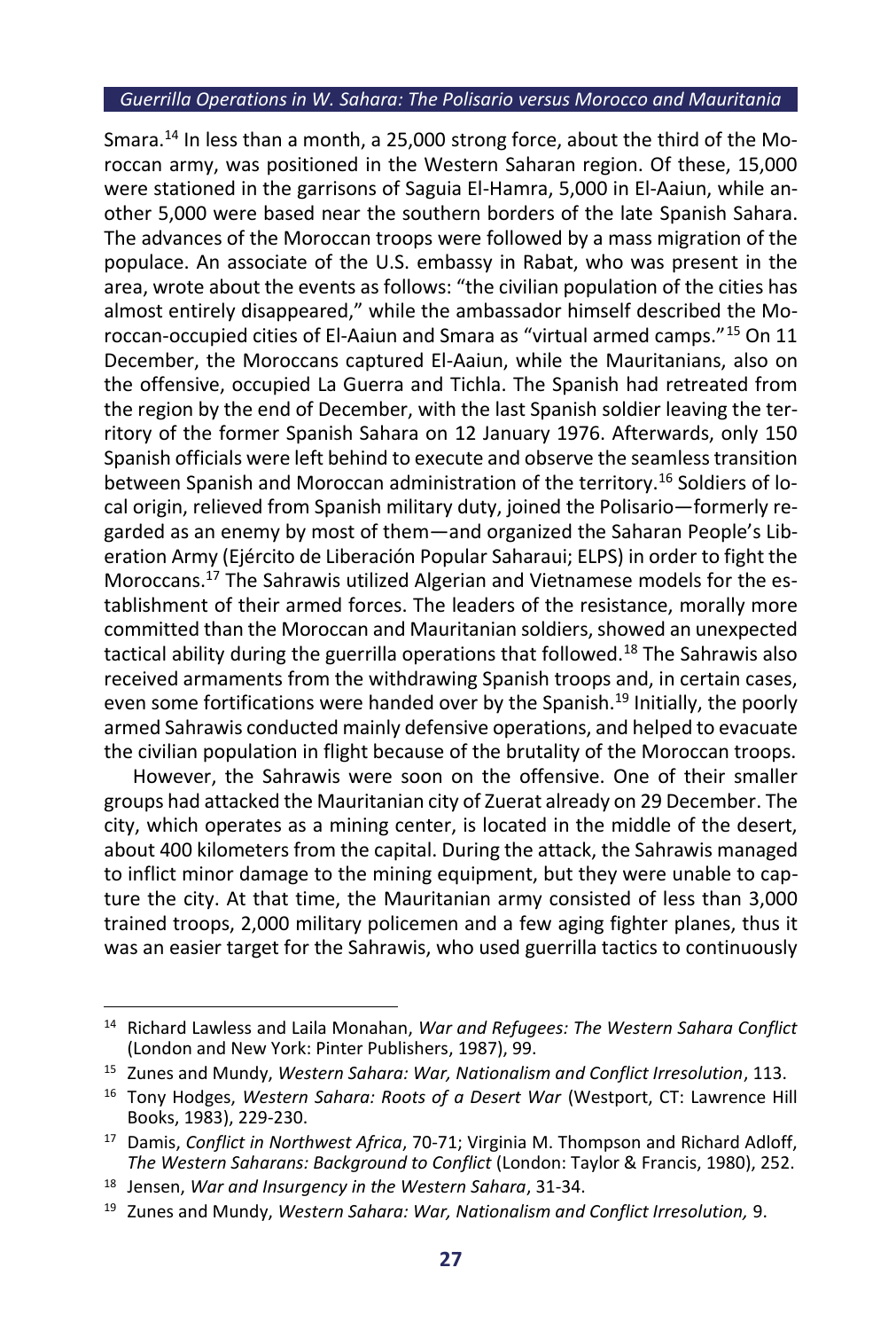Smara.[14] In less than a month, a 25,000 strong force, about the third of the Moroccan army, was positioned in the Western Saharan region. Of these, 15,000 were stationed in the garrisons of Saguia El-Hamra, 5,000 in El-Aaiun, while another 5,000 were based near the southern borders of the late Spanish Sahara. The advances of the Moroccan troops were followed by a mass migration of the populace. An associate of the U.S. embassy in Rabat, who was present in the area, wrote about the events as follows: "the civilian population of the cities has almost entirely disappeared," while the ambassador himself described the Moroccan-occupied cities of El-Aaiun and Smara as "virtual armed camps."[15] On 11 December, the Moroccans captured El-Aaiun, while the Mauritanians, also on the offensive, occupied La Guerra and Tichla. The Spanish had retreated from the region by the end of December, with the last Spanish soldier leaving the territory of the former Spanish Sahara on 12 January 1976. Afterwards, only 150 Spanish officials were left behind to execute and observe the seamless transition between Spanish and Moroccan administration of the territory.[16] Soldiers of local origin, relieved from Spanish military duty, joined the Polisario—formerly regarded as an enemy by most of them—and organized the Saharan People's Liberation Army (Ejército de Liberación Popular Saharaui; ELPS) in order to fight the Moroccans.[17] The Sahrawis utilized Algerian and Vietnamese models for the establishment of their armed forces. The leaders of the resistance, morally more committed than the Moroccan and Mauritanian soldiers, showed an unexpected tactical ability during the guerrilla operations that followed.[18] The Sahrawis also received armaments from the withdrawing Spanish troops and, in certain cases, even some fortifications were handed over by the Spanish.[19] Initially, the poorly armed Sahrawis conducted mainly defensive operations, and helped to evacuate the civilian population in flight because of the brutality of the Moroccan troops.

However, the Sahrawis were soon on the offensive. One of their smaller groups had attacked the Mauritanian city of Zuerat already on 29 December. The city, which operates as a mining center, is located in the middle of the desert, about 400 kilometers from the capital. During the attack, the Sahrawis managed to inflict minor damage to the mining equipment, but they were unable to capture the city. At that time, the Mauritanian army consisted of less than 3,000 trained troops, 2,000 military policemen and a few aging fighter planes, thus it was an easier target for the Sahrawis, who used guerrilla tactics to continuously

---

[14] Richard Lawless and Laila Monahan, *War and Refugees: The Western Sahara Conflict* (London and New York: Pinter Publishers, 1987), 99.

[15] Zunes and Mundy, *Western Sahara: War, Nationalism and Conflict Irresolution*, 113.

[16] Tony Hodges, *Western Sahara: Roots of a Desert War* (Westport, CT: Lawrence Hill Books, 1983), 229-230.

[17] Damis, *Conflict in Northwest Africa*, 70-71; Virginia M. Thompson and Richard Adloff, *The Western Saharans: Background to Conflict* (London: Taylor & Francis, 1980), 252.

[18] Jensen, *War and Insurgency in the Western Sahara*, 31-34.

[19] Zunes and Mundy, *Western Sahara: War, Nationalism and Conflict Irresolution,* 9.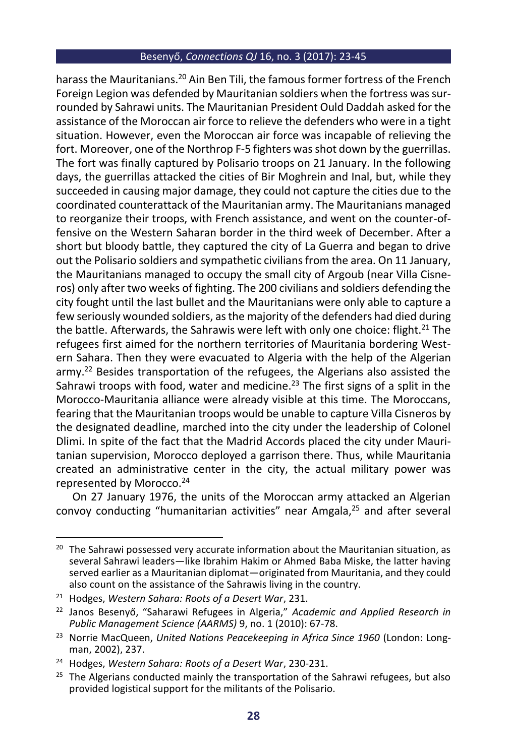harass the Mauritanians.[20] Ain Ben Tili, the famous former fortress of the French Foreign Legion was defended by Mauritanian soldiers when the fortress was surrounded by Sahrawi units. The Mauritanian President Ould Daddah asked for the assistance of the Moroccan air force to relieve the defenders who were in a tight situation. However, even the Moroccan air force was incapable of relieving the fort. Moreover, one of the Northrop F-5 fighters was shot down by the guerrillas. The fort was finally captured by Polisario troops on 21 January. In the following days, the guerrillas attacked the cities of Bir Moghrein and Inal, but, while they succeeded in causing major damage, they could not capture the cities due to the coordinated counterattack of the Mauritanian army. The Mauritanians managed to reorganize their troops, with French assistance, and went on the counter-offensive on the Western Saharan border in the third week of December. After a short but bloody battle, they captured the city of La Guerra and began to drive out the Polisario soldiers and sympathetic civilians from the area. On 11 January, the Mauritanians managed to occupy the small city of Argoub (near Villa Cisneros) only after two weeks of fighting. The 200 civilians and soldiers defending the city fought until the last bullet and the Mauritanians were only able to capture a few seriously wounded soldiers, as the majority of the defenders had died during the battle. Afterwards, the Sahrawis were left with only one choice: flight.[21] The refugees first aimed for the northern territories of Mauritania bordering Western Sahara. Then they were evacuated to Algeria with the help of the Algerian army.[22] Besides transportation of the refugees, the Algerians also assisted the Sahrawi troops with food, water and medicine.[23] The first signs of a split in the Morocco-Mauritania alliance were already visible at this time. The Moroccans, fearing that the Mauritanian troops would be unable to capture Villa Cisneros by the designated deadline, marched into the city under the leadership of Colonel Dlimi. In spite of the fact that the Madrid Accords placed the city under Mauritanian supervision, Morocco deployed a garrison there. Thus, while Mauritania created an administrative center in the city, the actual military power was represented by Morocco.[24]

On 27 January 1976, the units of the Moroccan army attacked an Algerian convoy conducting "humanitarian activities" near Amgala,[25] and after several

---

[20] The Sahrawi possessed very accurate information about the Mauritanian situation, as several Sahrawi leaders—like Ibrahim Hakim or Ahmed Baba Miske, the latter having served earlier as a Mauritanian diplomat—originated from Mauritania, and they could also count on the assistance of the Sahrawis living in the country.

[21] Hodges, *Western Sahara: Roots of a Desert War*, 231.

[22] Janos Besenyő, "Saharawi Refugees in Algeria," *Academic and Applied Research in Public Management Science (AARMS)* 9, no. 1 (2010): 67-78.

[23] Norrie MacQueen, *United Nations Peacekeeping in Africa Since 1960* (London: Longman, 2002), 237.

[24] Hodges, *Western Sahara: Roots of a Desert War*, 230-231.

[25] The Algerians conducted mainly the transportation of the Sahrawi refugees, but also provided logistical support for the militants of the Polisario.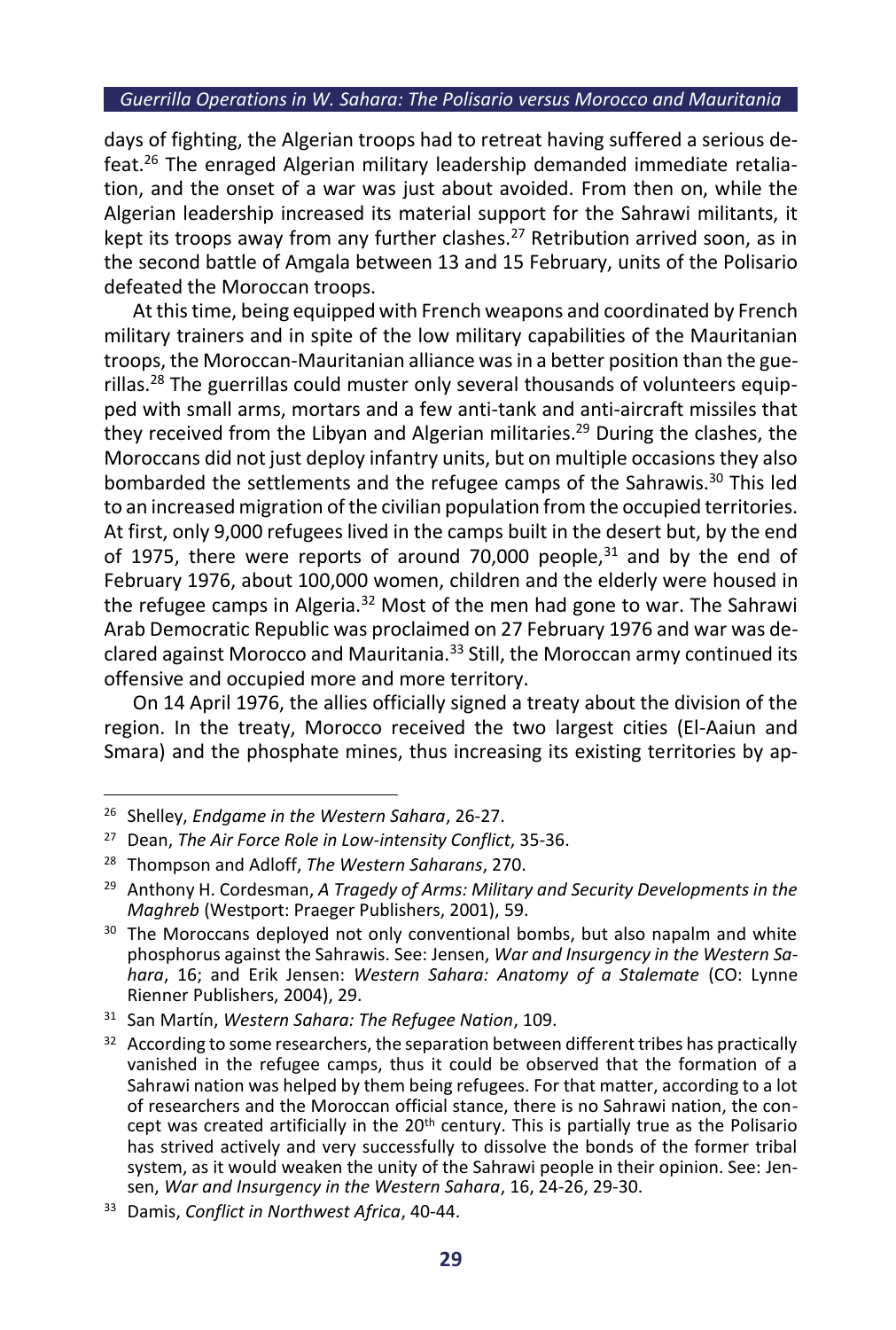days of fighting, the Algerian troops had to retreat having suffered a serious defeat.[26] The enraged Algerian military leadership demanded immediate retaliation, and the onset of a war was just about avoided. From then on, while the Algerian leadership increased its material support for the Sahrawi militants, it kept its troops away from any further clashes.[27] Retribution arrived soon, as in the second battle of Amgala between 13 and 15 February, units of the Polisario defeated the Moroccan troops.

At this time, being equipped with French weapons and coordinated by French military trainers and in spite of the low military capabilities of the Mauritanian troops, the Moroccan-Mauritanian alliance was in a better position than the guerillas.[28] The guerrillas could muster only several thousands of volunteers equipped with small arms, mortars and a few anti-tank and anti-aircraft missiles that they received from the Libyan and Algerian militaries.[29] During the clashes, the Moroccans did not just deploy infantry units, but on multiple occasions they also bombarded the settlements and the refugee camps of the Sahrawis.[30] This led to an increased migration of the civilian population from the occupied territories. At first, only 9,000 refugees lived in the camps built in the desert but, by the end of 1975, there were reports of around 70,000 people,[31] and by the end of February 1976, about 100,000 women, children and the elderly were housed in the refugee camps in Algeria.[32] Most of the men had gone to war. The Sahrawi Arab Democratic Republic was proclaimed on 27 February 1976 and war was declared against Morocco and Mauritania.[33] Still, the Moroccan army continued its offensive and occupied more and more territory.

On 14 April 1976, the allies officially signed a treaty about the division of the region. In the treaty, Morocco received the two largest cities (El-Aaiun and Smara) and the phosphate mines, thus increasing its existing territories by ap-

---

[26] Shelley, *Endgame in the Western Sahara*, 26-27.

[27] Dean, *The Air Force Role in Low-intensity Conflict*, 35-36.

[28] Thompson and Adloff, *The Western Saharans*, 270.

[29] Anthony H. Cordesman, *A Tragedy of Arms: Military and Security Developments in the Maghreb* (Westport: Praeger Publishers, 2001), 59.

[30] The Moroccans deployed not only conventional bombs, but also napalm and white phosphorus against the Sahrawis. See: Jensen, *War and Insurgency in the Western Sahara*, 16; and Erik Jensen: *Western Sahara: Anatomy of a Stalemate* (CO: Lynne Rienner Publishers, 2004), 29.

[31] San Martín, *Western Sahara: The Refugee Nation*, 109.

[32] According to some researchers, the separation between different tribes has practically vanished in the refugee camps, thus it could be observed that the formation of a Sahrawi nation was helped by them being refugees. For that matter, according to a lot of researchers and the Moroccan official stance, there is no Sahrawi nation, the concept was created artificially in the 20th century. This is partially true as the Polisario has strived actively and very successfully to dissolve the bonds of the former tribal system, as it would weaken the unity of the Sahrawi people in their opinion. See: Jensen, *War and Insurgency in the Western Sahara*, 16, 24-26, 29-30.

[33] Damis, *Conflict in Northwest Africa*, 40-44.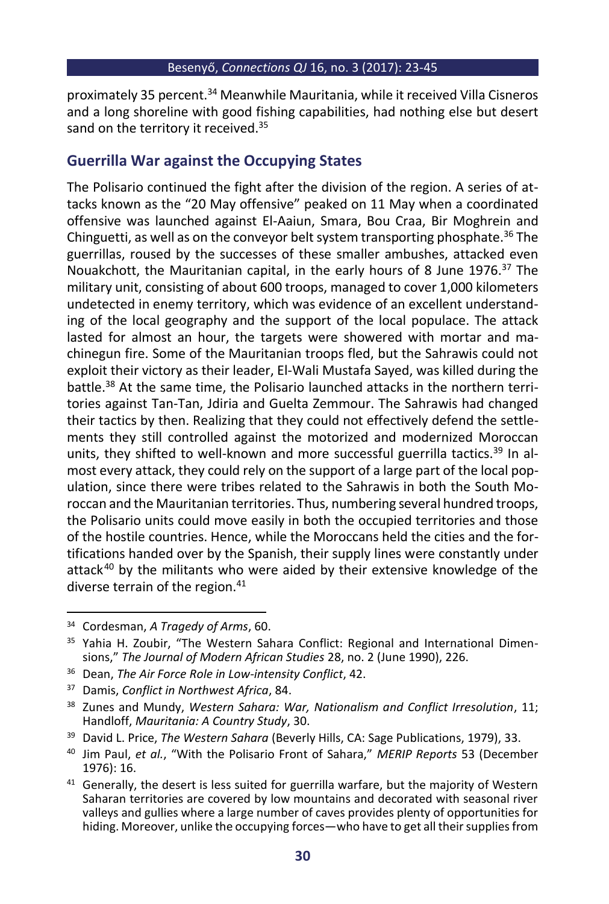proximately 35 percent.[34] Meanwhile Mauritania, while it received Villa Cisneros and a long shoreline with good fishing capabilities, had nothing else but desert sand on the territory it received.[35]

## Guerrilla War against the Occupying States

The Polisario continued the fight after the division of the region. A series of attacks known as the "20 May offensive" peaked on 11 May when a coordinated offensive was launched against El-Aaiun, Smara, Bou Craa, Bir Moghrein and Chinguetti, as well as on the conveyor belt system transporting phosphate.[36] The guerrillas, roused by the successes of these smaller ambushes, attacked even Nouakchott, the Mauritanian capital, in the early hours of 8 June 1976.[37] The military unit, consisting of about 600 troops, managed to cover 1,000 kilometers undetected in enemy territory, which was evidence of an excellent understanding of the local geography and the support of the local populace. The attack lasted for almost an hour, the targets were showered with mortar and machinegun fire. Some of the Mauritanian troops fled, but the Sahrawis could not exploit their victory as their leader, El-Wali Mustafa Sayed, was killed during the battle.[38] At the same time, the Polisario launched attacks in the northern territories against Tan-Tan, Jdiria and Guelta Zemmour. The Sahrawis had changed their tactics by then. Realizing that they could not effectively defend the settlements they still controlled against the motorized and modernized Moroccan units, they shifted to well-known and more successful guerrilla tactics.[39] In almost every attack, they could rely on the support of a large part of the local population, since there were tribes related to the Sahrawis in both the South Moroccan and the Mauritanian territories. Thus, numbering several hundred troops, the Polisario units could move easily in both the occupied territories and those of the hostile countries. Hence, while the Moroccans held the cities and the fortifications handed over by the Spanish, their supply lines were constantly under attack[40] by the militants who were aided by their extensive knowledge of the diverse terrain of the region.[41]

---

[34] Cordesman, *A Tragedy of Arms*, 60.

[35] Yahia H. Zoubir, "The Western Sahara Conflict: Regional and International Dimensions," *The Journal of Modern African Studies* 28, no. 2 (June 1990), 226.

[36] Dean, *The Air Force Role in Low-intensity Conflict*, 42.

[37] Damis, *Conflict in Northwest Africa*, 84.

[38] Zunes and Mundy, *Western Sahara: War, Nationalism and Conflict Irresolution*, 11; Handloff, *Mauritania: A Country Study*, 30.

[39] David L. Price, *The Western Sahara* (Beverly Hills, CA: Sage Publications, 1979), 33.

[40] Jim Paul, *et al.*, "With the Polisario Front of Sahara," *MERIP Reports* 53 (December 1976): 16.

[41] Generally, the desert is less suited for guerrilla warfare, but the majority of Western Saharan territories are covered by low mountains and decorated with seasonal river valleys and gullies where a large number of caves provides plenty of opportunities for hiding. Moreover, unlike the occupying forces—who have to get all their supplies from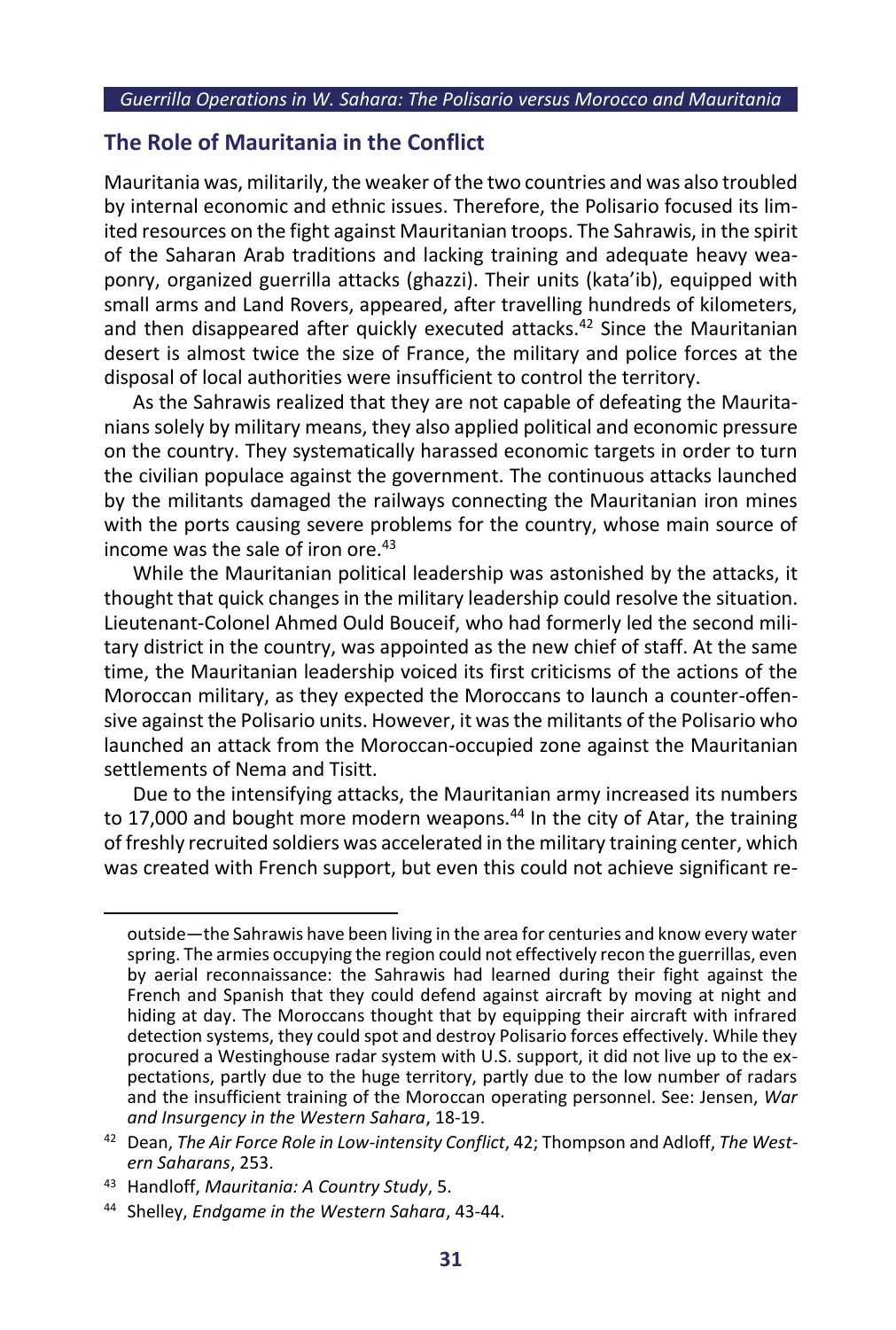## The Role of Mauritania in the Conflict

Mauritania was, militarily, the weaker of the two countries and was also troubled by internal economic and ethnic issues. Therefore, the Polisario focused its limited resources on the fight against Mauritanian troops. The Sahrawis, in the spirit of the Saharan Arab traditions and lacking training and adequate heavy weaponry, organized guerrilla attacks (ghazzi). Their units (kata'ib), equipped with small arms and Land Rovers, appeared, after travelling hundreds of kilometers, and then disappeared after quickly executed attacks.[42] Since the Mauritanian desert is almost twice the size of France, the military and police forces at the disposal of local authorities were insufficient to control the territory.

As the Sahrawis realized that they are not capable of defeating the Mauritanians solely by military means, they also applied political and economic pressure on the country. They systematically harassed economic targets in order to turn the civilian populace against the government. The continuous attacks launched by the militants damaged the railways connecting the Mauritanian iron mines with the ports causing severe problems for the country, whose main source of income was the sale of iron ore.[43]

While the Mauritanian political leadership was astonished by the attacks, it thought that quick changes in the military leadership could resolve the situation. Lieutenant-Colonel Ahmed Ould Bouceif, who had formerly led the second military district in the country, was appointed as the new chief of staff. At the same time, the Mauritanian leadership voiced its first criticisms of the actions of the Moroccan military, as they expected the Moroccans to launch a counter-offensive against the Polisario units. However, it was the militants of the Polisario who launched an attack from the Moroccan-occupied zone against the Mauritanian settlements of Nema and Tisitt.

Due to the intensifying attacks, the Mauritanian army increased its numbers to 17,000 and bought more modern weapons.[44] In the city of Atar, the training of freshly recruited soldiers was accelerated in the military training center, which was created with French support, but even this could not achieve significant re-

---

outside—the Sahrawis have been living in the area for centuries and know every water spring. The armies occupying the region could not effectively recon the guerrillas, even by aerial reconnaissance: the Sahrawis had learned during their fight against the French and Spanish that they could defend against aircraft by moving at night and hiding at day. The Moroccans thought that by equipping their aircraft with infrared detection systems, they could spot and destroy Polisario forces effectively. While they procured a Westinghouse radar system with U.S. support, it did not live up to the expectations, partly due to the huge territory, partly due to the low number of radars and the insufficient training of the Moroccan operating personnel. See: Jensen, *War and Insurgency in the Western Sahara*, 18-19.

[42] Dean, *The Air Force Role in Low-intensity Conflict*, 42; Thompson and Adloff, *The Western Saharans*, 253.

[43] Handloff, *Mauritania: A Country Study*, 5.

[44] Shelley, *Endgame in the Western Sahara*, 43-44.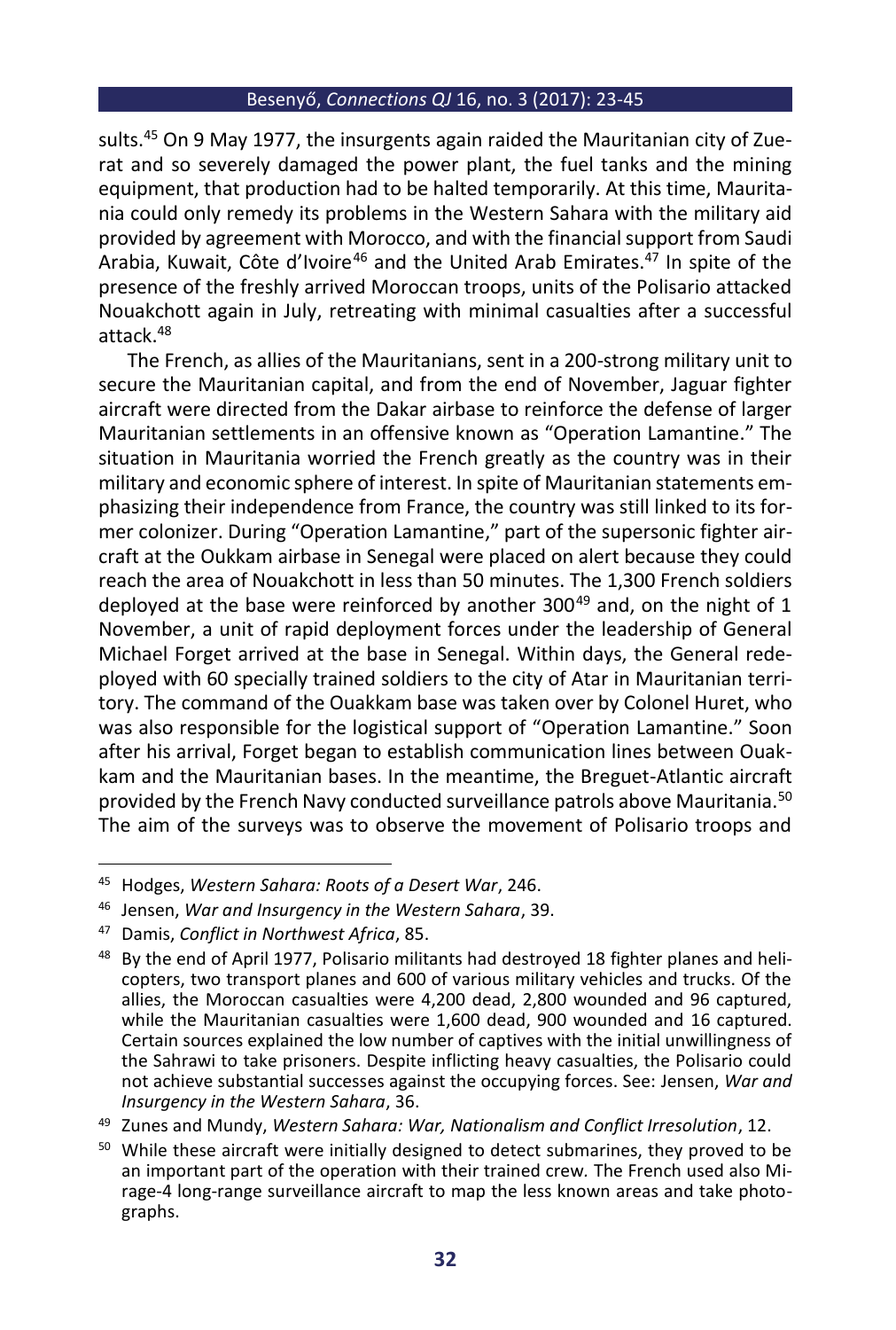sults.[45] On 9 May 1977, the insurgents again raided the Mauritanian city of Zuerat and so severely damaged the power plant, the fuel tanks and the mining equipment, that production had to be halted temporarily. At this time, Mauritania could only remedy its problems in the Western Sahara with the military aid provided by agreement with Morocco, and with the financial support from Saudi Arabia, Kuwait, Côte d'Ivoire[46] and the United Arab Emirates.[47] In spite of the presence of the freshly arrived Moroccan troops, units of the Polisario attacked Nouakchott again in July, retreating with minimal casualties after a successful attack.[48]

The French, as allies of the Mauritanians, sent in a 200-strong military unit to secure the Mauritanian capital, and from the end of November, Jaguar fighter aircraft were directed from the Dakar airbase to reinforce the defense of larger Mauritanian settlements in an offensive known as "Operation Lamantine." The situation in Mauritania worried the French greatly as the country was in their military and economic sphere of interest. In spite of Mauritanian statements emphasizing their independence from France, the country was still linked to its former colonizer. During "Operation Lamantine," part of the supersonic fighter aircraft at the Oukkam airbase in Senegal were placed on alert because they could reach the area of Nouakchott in less than 50 minutes. The 1,300 French soldiers deployed at the base were reinforced by another 300[49] and, on the night of 1 November, a unit of rapid deployment forces under the leadership of General Michael Forget arrived at the base in Senegal. Within days, the General redeployed with 60 specially trained soldiers to the city of Atar in Mauritanian territory. The command of the Ouakkam base was taken over by Colonel Huret, who was also responsible for the logistical support of "Operation Lamantine." Soon after his arrival, Forget began to establish communication lines between Ouakkam and the Mauritanian bases. In the meantime, the Breguet-Atlantic aircraft provided by the French Navy conducted surveillance patrols above Mauritania.[50] The aim of the surveys was to observe the movement of Polisario troops and

---

[45] Hodges, *Western Sahara: Roots of a Desert War*, 246.

[46] Jensen, *War and Insurgency in the Western Sahara*, 39.

[47] Damis, *Conflict in Northwest Africa*, 85.

[48] By the end of April 1977, Polisario militants had destroyed 18 fighter planes and helicopters, two transport planes and 600 of various military vehicles and trucks. Of the allies, the Moroccan casualties were 4,200 dead, 2,800 wounded and 96 captured, while the Mauritanian casualties were 1,600 dead, 900 wounded and 16 captured. Certain sources explained the low number of captives with the initial unwillingness of the Sahrawi to take prisoners. Despite inflicting heavy casualties, the Polisario could not achieve substantial successes against the occupying forces. See: Jensen, *War and Insurgency in the Western Sahara*, 36.

[49] Zunes and Mundy, *Western Sahara: War, Nationalism and Conflict Irresolution*, 12.

[50] While these aircraft were initially designed to detect submarines, they proved to be an important part of the operation with their trained crew. The French used also Mirage-4 long-range surveillance aircraft to map the less known areas and take photographs.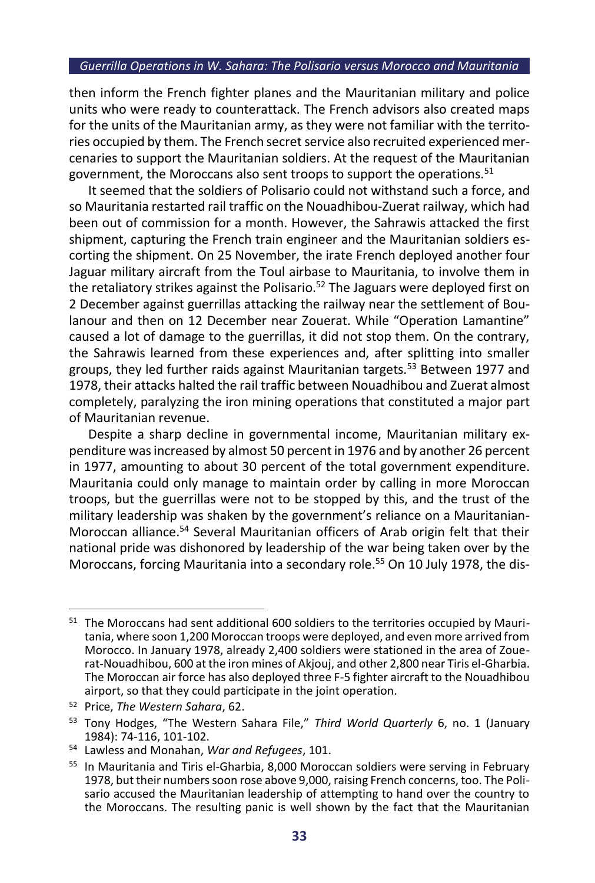then inform the French fighter planes and the Mauritanian military and police units who were ready to counterattack. The French advisors also created maps for the units of the Mauritanian army, as they were not familiar with the territories occupied by them. The French secret service also recruited experienced mercenaries to support the Mauritanian soldiers. At the request of the Mauritanian government, the Moroccans also sent troops to support the operations.[51]

It seemed that the soldiers of Polisario could not withstand such a force, and so Mauritania restarted rail traffic on the Nouadhibou-Zuerat railway, which had been out of commission for a month. However, the Sahrawis attacked the first shipment, capturing the French train engineer and the Mauritanian soldiers escorting the shipment. On 25 November, the irate French deployed another four Jaguar military aircraft from the Toul airbase to Mauritania, to involve them in the retaliatory strikes against the Polisario.[52] The Jaguars were deployed first on 2 December against guerrillas attacking the railway near the settlement of Boulanour and then on 12 December near Zouerat. While "Operation Lamantine" caused a lot of damage to the guerrillas, it did not stop them. On the contrary, the Sahrawis learned from these experiences and, after splitting into smaller groups, they led further raids against Mauritanian targets.[53] Between 1977 and 1978, their attacks halted the rail traffic between Nouadhibou and Zuerat almost completely, paralyzing the iron mining operations that constituted a major part of Mauritanian revenue.

Despite a sharp decline in governmental income, Mauritanian military expenditure was increased by almost 50 percent in 1976 and by another 26 percent in 1977, amounting to about 30 percent of the total government expenditure. Mauritania could only manage to maintain order by calling in more Moroccan troops, but the guerrillas were not to be stopped by this, and the trust of the military leadership was shaken by the government's reliance on a Mauritanian-Moroccan alliance.[54] Several Mauritanian officers of Arab origin felt that their national pride was dishonored by leadership of the war being taken over by the Moroccans, forcing Mauritania into a secondary role.[55] On 10 July 1978, the dis-

---

[51] The Moroccans had sent additional 600 soldiers to the territories occupied by Mauritania, where soon 1,200 Moroccan troops were deployed, and even more arrived from Morocco. In January 1978, already 2,400 soldiers were stationed in the area of Zouerat-Nouadhibou, 600 at the iron mines of Akjouj, and other 2,800 near Tiris el-Gharbia. The Moroccan air force has also deployed three F-5 fighter aircraft to the Nouadhibou airport, so that they could participate in the joint operation.

[52] Price, *The Western Sahara*, 62.

[53] Tony Hodges, "The Western Sahara File," *Third World Quarterly* 6, no. 1 (January 1984): 74-116, 101-102.

[54] Lawless and Monahan, *War and Refugees*, 101.

[55] In Mauritania and Tiris el-Gharbia, 8,000 Moroccan soldiers were serving in February 1978, but their numbers soon rose above 9,000, raising French concerns, too. The Polisario accused the Mauritanian leadership of attempting to hand over the country to the Moroccans. The resulting panic is well shown by the fact that the Mauritanian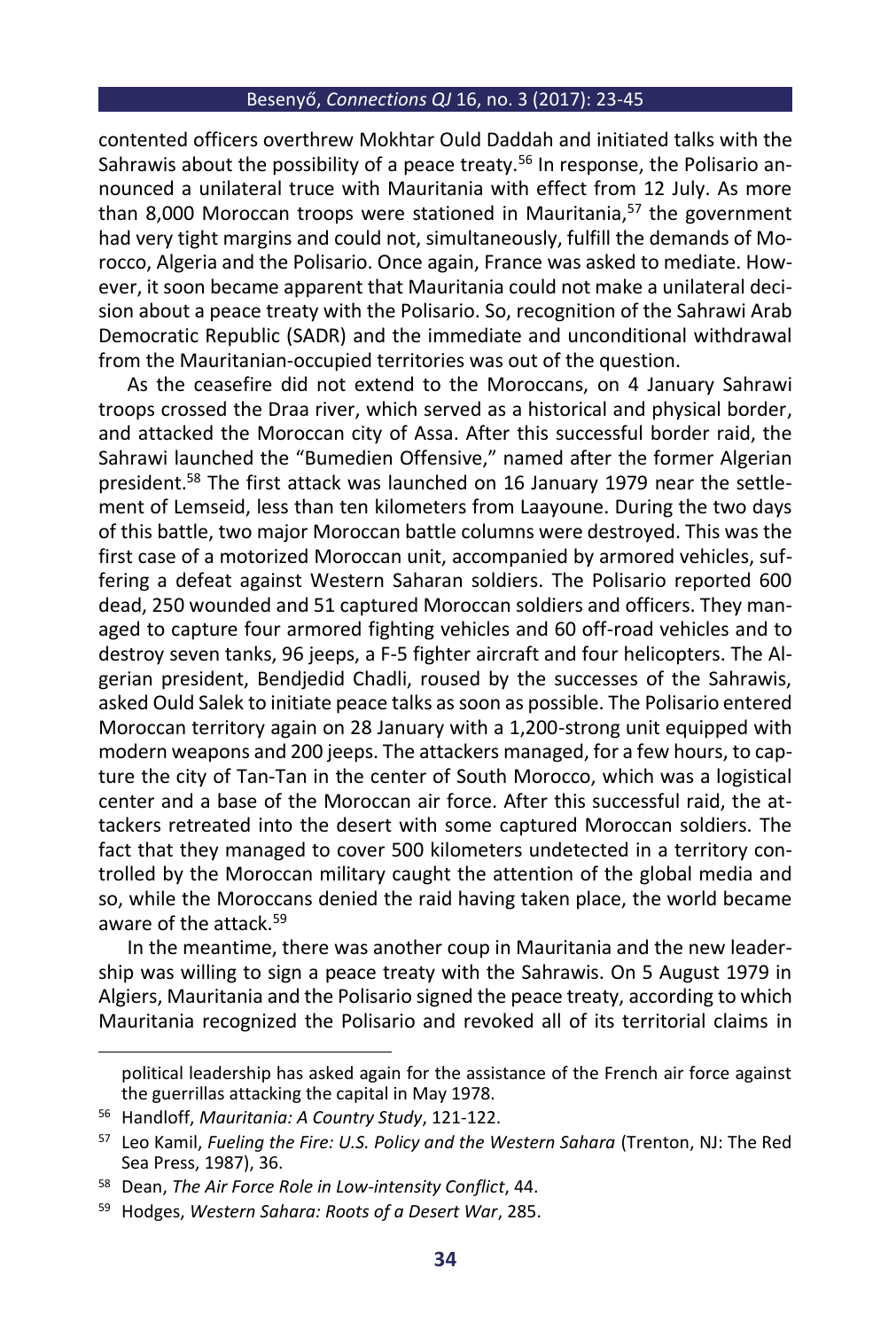contented officers overthrew Mokhtar Ould Daddah and initiated talks with the Sahrawis about the possibility of a peace treaty.[56] In response, the Polisario announced a unilateral truce with Mauritania with effect from 12 July. As more than 8,000 Moroccan troops were stationed in Mauritania,[57] the government had very tight margins and could not, simultaneously, fulfill the demands of Morocco, Algeria and the Polisario. Once again, France was asked to mediate. However, it soon became apparent that Mauritania could not make a unilateral decision about a peace treaty with the Polisario. So, recognition of the Sahrawi Arab Democratic Republic (SADR) and the immediate and unconditional withdrawal from the Mauritanian-occupied territories was out of the question.

As the ceasefire did not extend to the Moroccans, on 4 January Sahrawi troops crossed the Draa river, which served as a historical and physical border, and attacked the Moroccan city of Assa. After this successful border raid, the Sahrawi launched the "Bumedien Offensive," named after the former Algerian president.[58] The first attack was launched on 16 January 1979 near the settlement of Lemseid, less than ten kilometers from Laayoune. During the two days of this battle, two major Moroccan battle columns were destroyed. This was the first case of a motorized Moroccan unit, accompanied by armored vehicles, suffering a defeat against Western Saharan soldiers. The Polisario reported 600 dead, 250 wounded and 51 captured Moroccan soldiers and officers. They managed to capture four armored fighting vehicles and 60 off-road vehicles and to destroy seven tanks, 96 jeeps, a F-5 fighter aircraft and four helicopters. The Algerian president, Bendjedid Chadli, roused by the successes of the Sahrawis, asked Ould Salek to initiate peace talks as soon as possible. The Polisario entered Moroccan territory again on 28 January with a 1,200-strong unit equipped with modern weapons and 200 jeeps. The attackers managed, for a few hours, to capture the city of Tan-Tan in the center of South Morocco, which was a logistical center and a base of the Moroccan air force. After this successful raid, the attackers retreated into the desert with some captured Moroccan soldiers. The fact that they managed to cover 500 kilometers undetected in a territory controlled by the Moroccan military caught the attention of the global media and so, while the Moroccans denied the raid having taken place, the world became aware of the attack.[59]

In the meantime, there was another coup in Mauritania and the new leadership was willing to sign a peace treaty with the Sahrawis. On 5 August 1979 in Algiers, Mauritania and the Polisario signed the peace treaty, according to which Mauritania recognized the Polisario and revoked all of its territorial claims in

political leadership has asked again for the assistance of the French air force against the guerrillas attacking the capital in May 1978.

[56] Handloff, *Mauritania: A Country Study*, 121-122.

[57] Leo Kamil, *Fueling the Fire: U.S. Policy and the Western Sahara* (Trenton, NJ: The Red Sea Press, 1987), 36.

[58] Dean, *The Air Force Role in Low-intensity Conflict*, 44.

[59] Hodges, *Western Sahara: Roots of a Desert War*, 285.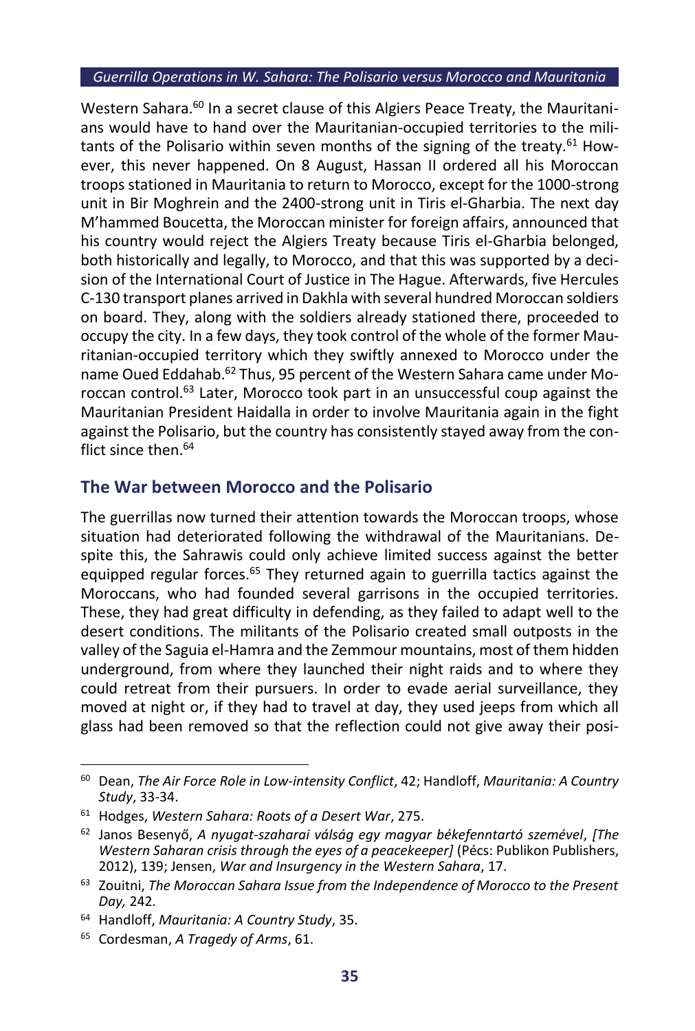Western Sahara.[60] In a secret clause of this Algiers Peace Treaty, the Mauritanians would have to hand over the Mauritanian-occupied territories to the militants of the Polisario within seven months of the signing of the treaty.[61] However, this never happened. On 8 August, Hassan II ordered all his Moroccan troops stationed in Mauritania to return to Morocco, except for the 1000-strong unit in Bir Moghrein and the 2400-strong unit in Tiris el-Gharbia. The next day M'hammed Boucetta, the Moroccan minister for foreign affairs, announced that his country would reject the Algiers Treaty because Tiris el-Gharbia belonged, both historically and legally, to Morocco, and that this was supported by a decision of the International Court of Justice in The Hague. Afterwards, five Hercules C-130 transport planes arrived in Dakhla with several hundred Moroccan soldiers on board. They, along with the soldiers already stationed there, proceeded to occupy the city. In a few days, they took control of the whole of the former Mauritanian-occupied territory which they swiftly annexed to Morocco under the name Oued Eddahab.[62] Thus, 95 percent of the Western Sahara came under Moroccan control.[63] Later, Morocco took part in an unsuccessful coup against the Mauritanian President Haidalla in order to involve Mauritania again in the fight against the Polisario, but the country has consistently stayed away from the conflict since then.[64]

## The War between Morocco and the Polisario

The guerrillas now turned their attention towards the Moroccan troops, whose situation had deteriorated following the withdrawal of the Mauritanians. Despite this, the Sahrawis could only achieve limited success against the better equipped regular forces.[65] They returned again to guerrilla tactics against the Moroccans, who had founded several garrisons in the occupied territories. These, they had great difficulty in defending, as they failed to adapt well to the desert conditions. The militants of the Polisario created small outposts in the valley of the Saguia el-Hamra and the Zemmour mountains, most of them hidden underground, from where they launched their night raids and to where they could retreat from their pursuers. In order to evade aerial surveillance, they moved at night or, if they had to travel at day, they used jeeps from which all glass had been removed so that the reflection could not give away their posi-

---

60 Dean, *The Air Force Role in Low-intensity Conflict*, 42; Handloff, *Mauritania: A Country Study*, 33-34.

61 Hodges, *Western Sahara: Roots of a Desert War*, 275.

62 Janos Besenyő, *A nyugat-szaharai válság egy magyar békefenntartó szemével*, *[The Western Saharan crisis through the eyes of a peacekeeper]* (Pécs: Publikon Publishers, 2012), 139; Jensen, *War and Insurgency in the Western Sahara*, 17.

63 Zouitni, *The Moroccan Sahara Issue from the Independence of Morocco to the Present Day,* 242.

64 Handloff, *Mauritania: A Country Study*, 35.

65 Cordesman, *A Tragedy of Arms*, 61.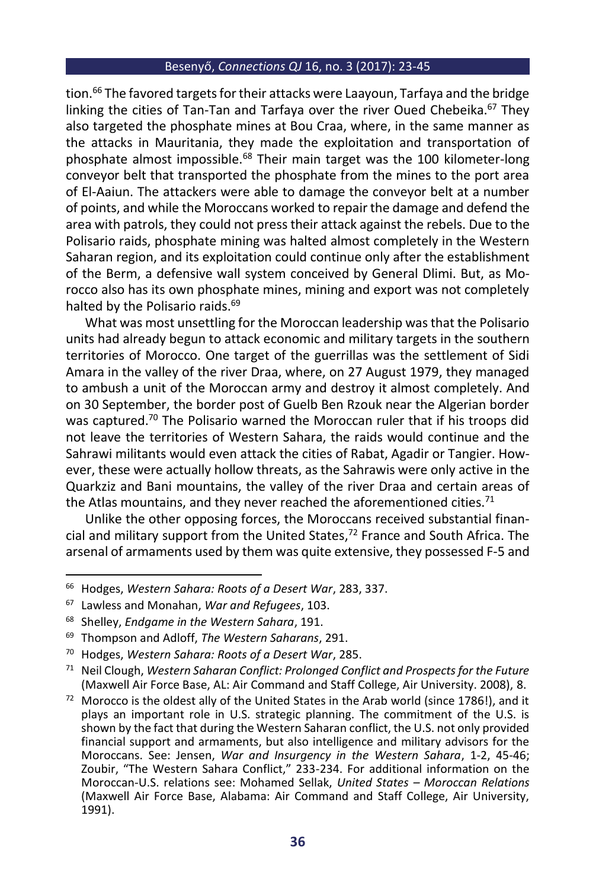tion.[66] The favored targets for their attacks were Laayoun, Tarfaya and the bridge linking the cities of Tan-Tan and Tarfaya over the river Oued Chebeika.[67] They also targeted the phosphate mines at Bou Craa, where, in the same manner as the attacks in Mauritania, they made the exploitation and transportation of phosphate almost impossible.[68] Their main target was the 100 kilometer-long conveyor belt that transported the phosphate from the mines to the port area of El-Aaiun. The attackers were able to damage the conveyor belt at a number of points, and while the Moroccans worked to repair the damage and defend the area with patrols, they could not press their attack against the rebels. Due to the Polisario raids, phosphate mining was halted almost completely in the Western Saharan region, and its exploitation could continue only after the establishment of the Berm, a defensive wall system conceived by General Dlimi. But, as Morocco also has its own phosphate mines, mining and export was not completely halted by the Polisario raids.[69]

What was most unsettling for the Moroccan leadership was that the Polisario units had already begun to attack economic and military targets in the southern territories of Morocco. One target of the guerrillas was the settlement of Sidi Amara in the valley of the river Draa, where, on 27 August 1979, they managed to ambush a unit of the Moroccan army and destroy it almost completely. And on 30 September, the border post of Guelb Ben Rzouk near the Algerian border was captured.[70] The Polisario warned the Moroccan ruler that if his troops did not leave the territories of Western Sahara, the raids would continue and the Sahrawi militants would even attack the cities of Rabat, Agadir or Tangier. However, these were actually hollow threats, as the Sahrawis were only active in the Quarkziz and Bani mountains, the valley of the river Draa and certain areas of the Atlas mountains, and they never reached the aforementioned cities.[71]

Unlike the other opposing forces, the Moroccans received substantial financial and military support from the United States,[72] France and South Africa. The arsenal of armaments used by them was quite extensive, they possessed F-5 and

---

[66] Hodges, *Western Sahara: Roots of a Desert War*, 283, 337.

[67] Lawless and Monahan, *War and Refugees*, 103.

[68] Shelley, *Endgame in the Western Sahara*, 191.

[69] Thompson and Adloff, *The Western Saharans*, 291.

[70] Hodges, *Western Sahara: Roots of a Desert War*, 285.

[71] Neil Clough, *Western Saharan Conflict: Prolonged Conflict and Prospects for the Future* (Maxwell Air Force Base, AL: Air Command and Staff College, Air University. 2008), 8.

[72] Morocco is the oldest ally of the United States in the Arab world (since 1786!), and it plays an important role in U.S. strategic planning. The commitment of the U.S. is shown by the fact that during the Western Saharan conflict, the U.S. not only provided financial support and armaments, but also intelligence and military advisors for the Moroccans. See: Jensen, *War and Insurgency in the Western Sahara*, 1-2, 45-46; Zoubir, "The Western Sahara Conflict," 233-234. For additional information on the Moroccan-U.S. relations see: Mohamed Sellak, *United States – Moroccan Relations* (Maxwell Air Force Base, Alabama: Air Command and Staff College, Air University, 1991).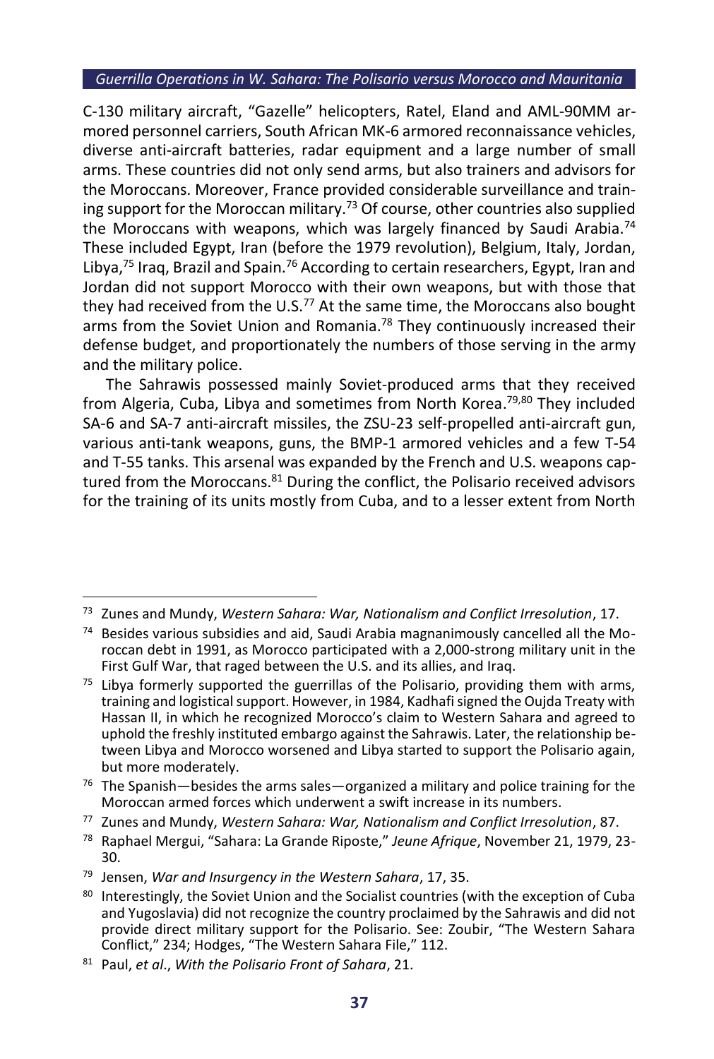C-130 military aircraft, "Gazelle" helicopters, Ratel, Eland and AML-90MM armored personnel carriers, South African MK-6 armored reconnaissance vehicles, diverse anti-aircraft batteries, radar equipment and a large number of small arms. These countries did not only send arms, but also trainers and advisors for the Moroccans. Moreover, France provided considerable surveillance and training support for the Moroccan military.[73] Of course, other countries also supplied the Moroccans with weapons, which was largely financed by Saudi Arabia.[74] These included Egypt, Iran (before the 1979 revolution), Belgium, Italy, Jordan, Libya,[75] Iraq, Brazil and Spain.[76] According to certain researchers, Egypt, Iran and Jordan did not support Morocco with their own weapons, but with those that they had received from the U.S.[77] At the same time, the Moroccans also bought arms from the Soviet Union and Romania.[78] They continuously increased their defense budget, and proportionately the numbers of those serving in the army and the military police.

The Sahrawis possessed mainly Soviet-produced arms that they received from Algeria, Cuba, Libya and sometimes from North Korea.[79,80] They included SA-6 and SA-7 anti-aircraft missiles, the ZSU-23 self-propelled anti-aircraft gun, various anti-tank weapons, guns, the BMP-1 armored vehicles and a few T-54 and T-55 tanks. This arsenal was expanded by the French and U.S. weapons captured from the Moroccans.[81] During the conflict, the Polisario received advisors for the training of its units mostly from Cuba, and to a lesser extent from North

---

[73] Zunes and Mundy, *Western Sahara: War, Nationalism and Conflict Irresolution*, 17.

[74] Besides various subsidies and aid, Saudi Arabia magnanimously cancelled all the Moroccan debt in 1991, as Morocco participated with a 2,000-strong military unit in the First Gulf War, that raged between the U.S. and its allies, and Iraq.

[75] Libya formerly supported the guerrillas of the Polisario, providing them with arms, training and logistical support. However, in 1984, Kadhafi signed the Oujda Treaty with Hassan II, in which he recognized Morocco's claim to Western Sahara and agreed to uphold the freshly instituted embargo against the Sahrawis. Later, the relationship between Libya and Morocco worsened and Libya started to support the Polisario again, but more moderately.

[76] The Spanish—besides the arms sales—organized a military and police training for the Moroccan armed forces which underwent a swift increase in its numbers.

[77] Zunes and Mundy, *Western Sahara: War, Nationalism and Conflict Irresolution*, 87.

[78] Raphael Mergui, "Sahara: La Grande Riposte," *Jeune Afrique*, November 21, 1979, 23-30.

[79] Jensen, *War and Insurgency in the Western Sahara*, 17, 35.

[80] Interestingly, the Soviet Union and the Socialist countries (with the exception of Cuba and Yugoslavia) did not recognize the country proclaimed by the Sahrawis and did not provide direct military support for the Polisario. See: Zoubir, "The Western Sahara Conflict," 234; Hodges, "The Western Sahara File," 112.

[81] Paul, *et al*., *With the Polisario Front of Sahara*, 21.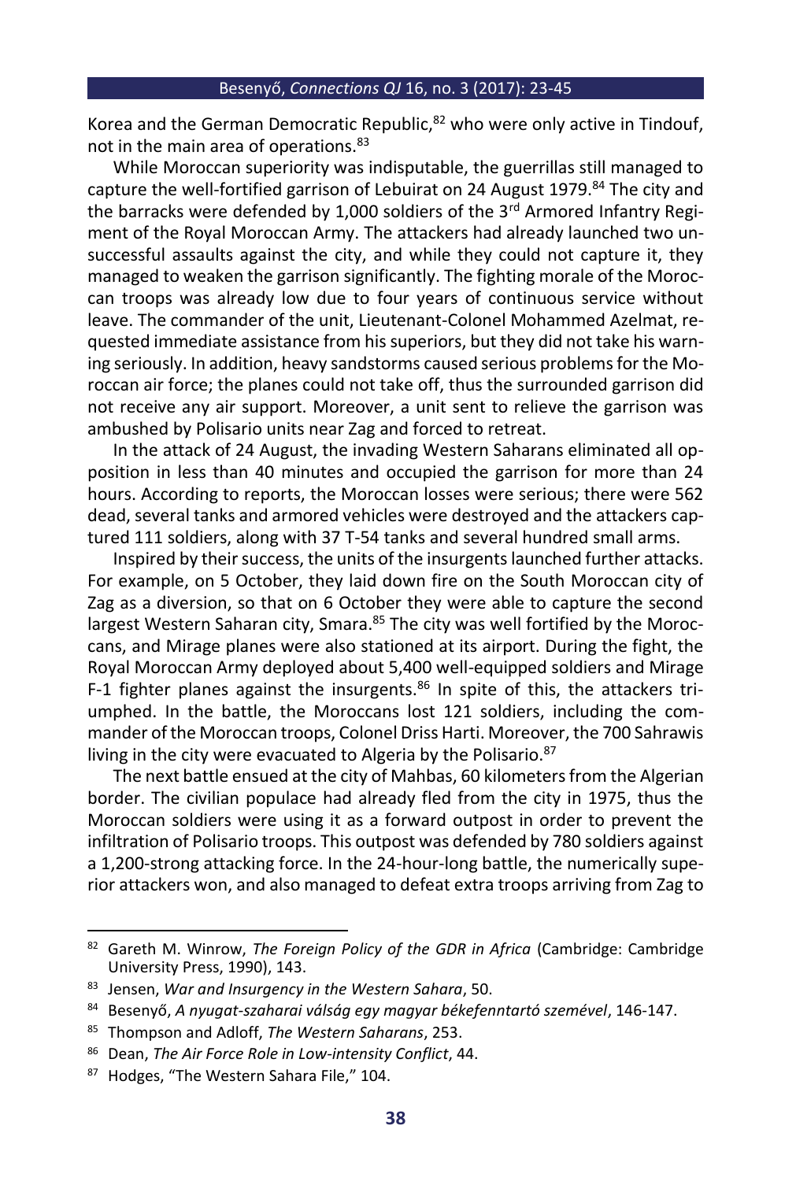Korea and the German Democratic Republic,[82] who were only active in Tindouf, not in the main area of operations.[83]

While Moroccan superiority was indisputable, the guerrillas still managed to capture the well-fortified garrison of Lebuirat on 24 August 1979.[84] The city and the barracks were defended by 1,000 soldiers of the 3rd Armored Infantry Regiment of the Royal Moroccan Army. The attackers had already launched two unsuccessful assaults against the city, and while they could not capture it, they managed to weaken the garrison significantly. The fighting morale of the Moroccan troops was already low due to four years of continuous service without leave. The commander of the unit, Lieutenant-Colonel Mohammed Azelmat, requested immediate assistance from his superiors, but they did not take his warning seriously. In addition, heavy sandstorms caused serious problems for the Moroccan air force; the planes could not take off, thus the surrounded garrison did not receive any air support. Moreover, a unit sent to relieve the garrison was ambushed by Polisario units near Zag and forced to retreat.

In the attack of 24 August, the invading Western Saharans eliminated all opposition in less than 40 minutes and occupied the garrison for more than 24 hours. According to reports, the Moroccan losses were serious; there were 562 dead, several tanks and armored vehicles were destroyed and the attackers captured 111 soldiers, along with 37 T-54 tanks and several hundred small arms.

Inspired by their success, the units of the insurgents launched further attacks. For example, on 5 October, they laid down fire on the South Moroccan city of Zag as a diversion, so that on 6 October they were able to capture the second largest Western Saharan city, Smara.[85] The city was well fortified by the Moroccans, and Mirage planes were also stationed at its airport. During the fight, the Royal Moroccan Army deployed about 5,400 well-equipped soldiers and Mirage F-1 fighter planes against the insurgents.[86] In spite of this, the attackers triumphed. In the battle, the Moroccans lost 121 soldiers, including the commander of the Moroccan troops, Colonel Driss Harti. Moreover, the 700 Sahrawis living in the city were evacuated to Algeria by the Polisario.[87]

The next battle ensued at the city of Mahbas, 60 kilometers from the Algerian border. The civilian populace had already fled from the city in 1975, thus the Moroccan soldiers were using it as a forward outpost in order to prevent the infiltration of Polisario troops. This outpost was defended by 780 soldiers against a 1,200-strong attacking force. In the 24-hour-long battle, the numerically superior attackers won, and also managed to defeat extra troops arriving from Zag to

---

[82] Gareth M. Winrow, *The Foreign Policy of the GDR in Africa* (Cambridge: Cambridge University Press, 1990), 143.

[83] Jensen, *War and Insurgency in the Western Sahara*, 50.

[84] Besenyő, *A nyugat-szaharai válság egy magyar békefenntartó szemével*, 146-147.

[85] Thompson and Adloff, *The Western Saharans*, 253.

[86] Dean, *The Air Force Role in Low-intensity Conflict*, 44.

[87] Hodges, "The Western Sahara File," 104.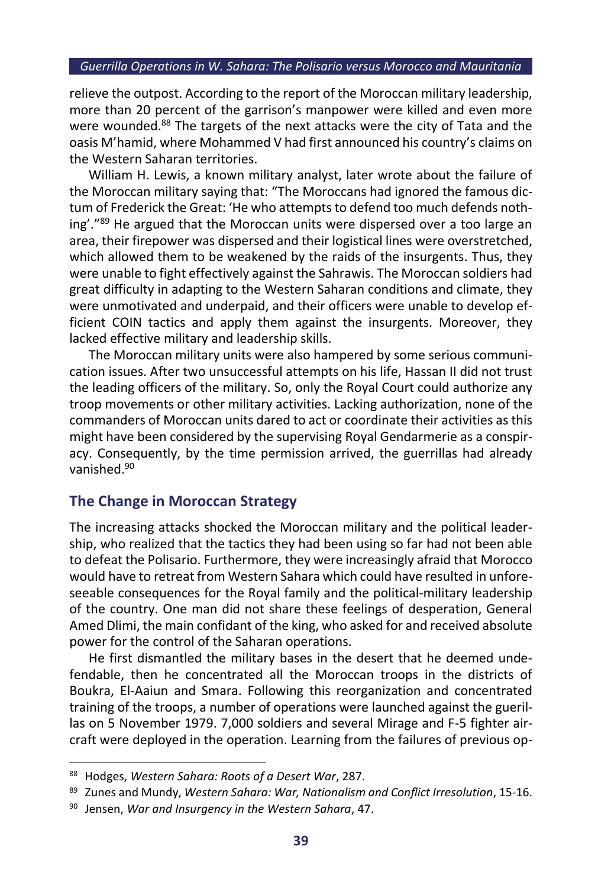relieve the outpost. According to the report of the Moroccan military leadership, more than 20 percent of the garrison's manpower were killed and even more were wounded.[88] The targets of the next attacks were the city of Tata and the oasis M'hamid, where Mohammed V had first announced his country's claims on the Western Saharan territories.

William H. Lewis, a known military analyst, later wrote about the failure of the Moroccan military saying that: "The Moroccans had ignored the famous dictum of Frederick the Great: 'He who attempts to defend too much defends nothing'."[89] He argued that the Moroccan units were dispersed over a too large an area, their firepower was dispersed and their logistical lines were overstretched, which allowed them to be weakened by the raids of the insurgents. Thus, they were unable to fight effectively against the Sahrawis. The Moroccan soldiers had great difficulty in adapting to the Western Saharan conditions and climate, they were unmotivated and underpaid, and their officers were unable to develop efficient COIN tactics and apply them against the insurgents. Moreover, they lacked effective military and leadership skills.

The Moroccan military units were also hampered by some serious communication issues. After two unsuccessful attempts on his life, Hassan II did not trust the leading officers of the military. So, only the Royal Court could authorize any troop movements or other military activities. Lacking authorization, none of the commanders of Moroccan units dared to act or coordinate their activities as this might have been considered by the supervising Royal Gendarmerie as a conspiracy. Consequently, by the time permission arrived, the guerrillas had already vanished.[90]

## The Change in Moroccan Strategy

The increasing attacks shocked the Moroccan military and the political leadership, who realized that the tactics they had been using so far had not been able to defeat the Polisario. Furthermore, they were increasingly afraid that Morocco would have to retreat from Western Sahara which could have resulted in unforeseeable consequences for the Royal family and the political-military leadership of the country. One man did not share these feelings of desperation, General Amed Dlimi, the main confidant of the king, who asked for and received absolute power for the control of the Saharan operations.

He first dismantled the military bases in the desert that he deemed undefendable, then he concentrated all the Moroccan troops in the districts of Boukra, El-Aaiun and Smara. Following this reorganization and concentrated training of the troops, a number of operations were launched against the guerillas on 5 November 1979. 7,000 soldiers and several Mirage and F-5 fighter aircraft were deployed in the operation. Learning from the failures of previous op-

---

[88] Hodges, *Western Sahara: Roots of a Desert War*, 287.

[89] Zunes and Mundy, *Western Sahara: War, Nationalism and Conflict Irresolution*, 15-16.

[90] Jensen, *War and Insurgency in the Western Sahara*, 47.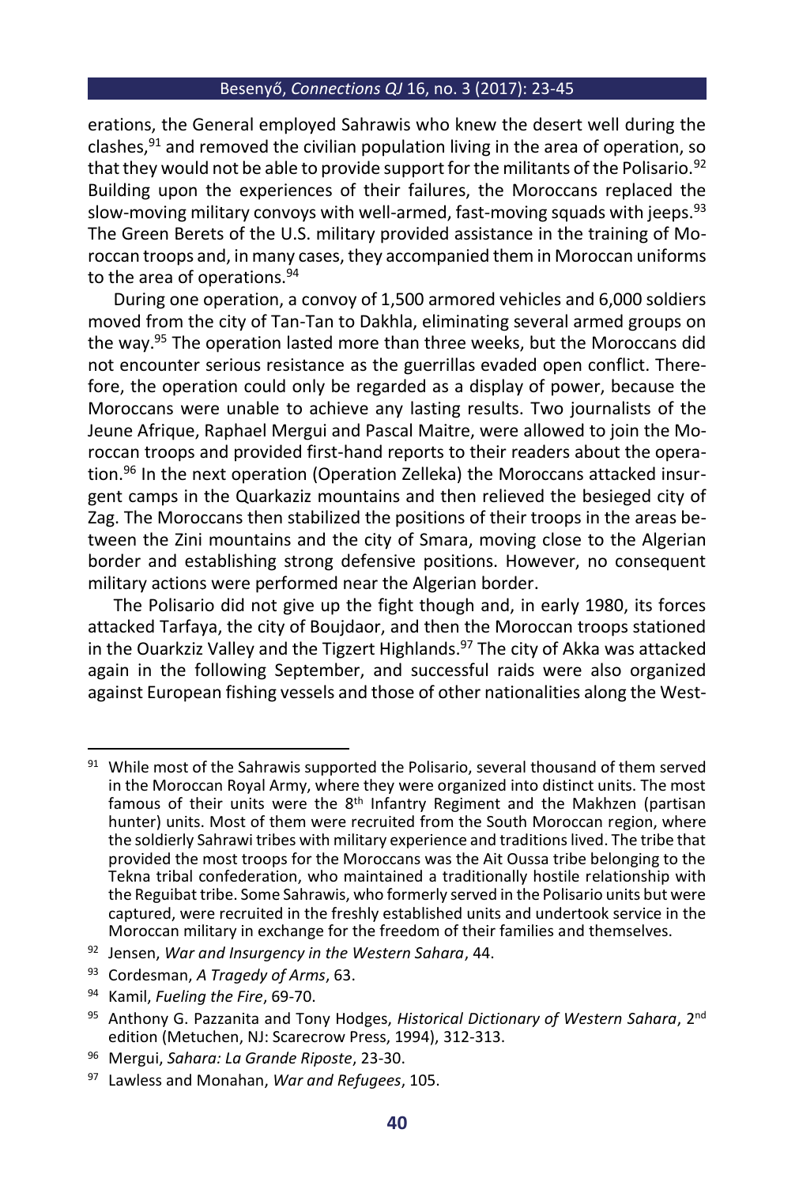erations, the General employed Sahrawis who knew the desert well during the clashes,[91] and removed the civilian population living in the area of operation, so that they would not be able to provide support for the militants of the Polisario.[92] Building upon the experiences of their failures, the Moroccans replaced the slow-moving military convoys with well-armed, fast-moving squads with jeeps.[93] The Green Berets of the U.S. military provided assistance in the training of Moroccan troops and, in many cases, they accompanied them in Moroccan uniforms to the area of operations.[94]

During one operation, a convoy of 1,500 armored vehicles and 6,000 soldiers moved from the city of Tan-Tan to Dakhla, eliminating several armed groups on the way.[95] The operation lasted more than three weeks, but the Moroccans did not encounter serious resistance as the guerrillas evaded open conflict. Therefore, the operation could only be regarded as a display of power, because the Moroccans were unable to achieve any lasting results. Two journalists of the Jeune Afrique, Raphael Mergui and Pascal Maitre, were allowed to join the Moroccan troops and provided first-hand reports to their readers about the operation.[96] In the next operation (Operation Zelleka) the Moroccans attacked insurgent camps in the Quarkaziz mountains and then relieved the besieged city of Zag. The Moroccans then stabilized the positions of their troops in the areas between the Zini mountains and the city of Smara, moving close to the Algerian border and establishing strong defensive positions. However, no consequent military actions were performed near the Algerian border.

The Polisario did not give up the fight though and, in early 1980, its forces attacked Tarfaya, the city of Boujdaor, and then the Moroccan troops stationed in the Ouarkziz Valley and the Tigzert Highlands.[97] The city of Akka was attacked again in the following September, and successful raids were also organized against European fishing vessels and those of other nationalities along the West-

---

[91] While most of the Sahrawis supported the Polisario, several thousand of them served in the Moroccan Royal Army, where they were organized into distinct units. The most famous of their units were the 8th Infantry Regiment and the Makhzen (partisan hunter) units. Most of them were recruited from the South Moroccan region, where the soldierly Sahrawi tribes with military experience and traditions lived. The tribe that provided the most troops for the Moroccans was the Ait Oussa tribe belonging to the Tekna tribal confederation, who maintained a traditionally hostile relationship with the Reguibat tribe. Some Sahrawis, who formerly served in the Polisario units but were captured, were recruited in the freshly established units and undertook service in the Moroccan military in exchange for the freedom of their families and themselves.

[92] Jensen, *War and Insurgency in the Western Sahara*, 44.

[93] Cordesman, *A Tragedy of Arms*, 63.

[94] Kamil, *Fueling the Fire*, 69-70.

[95] Anthony G. Pazzanita and Tony Hodges, *Historical Dictionary of Western Sahara*, 2nd edition (Metuchen, NJ: Scarecrow Press, 1994), 312-313.

[96] Mergui, *Sahara: La Grande Riposte*, 23-30.

[97] Lawless and Monahan, *War and Refugees*, 105.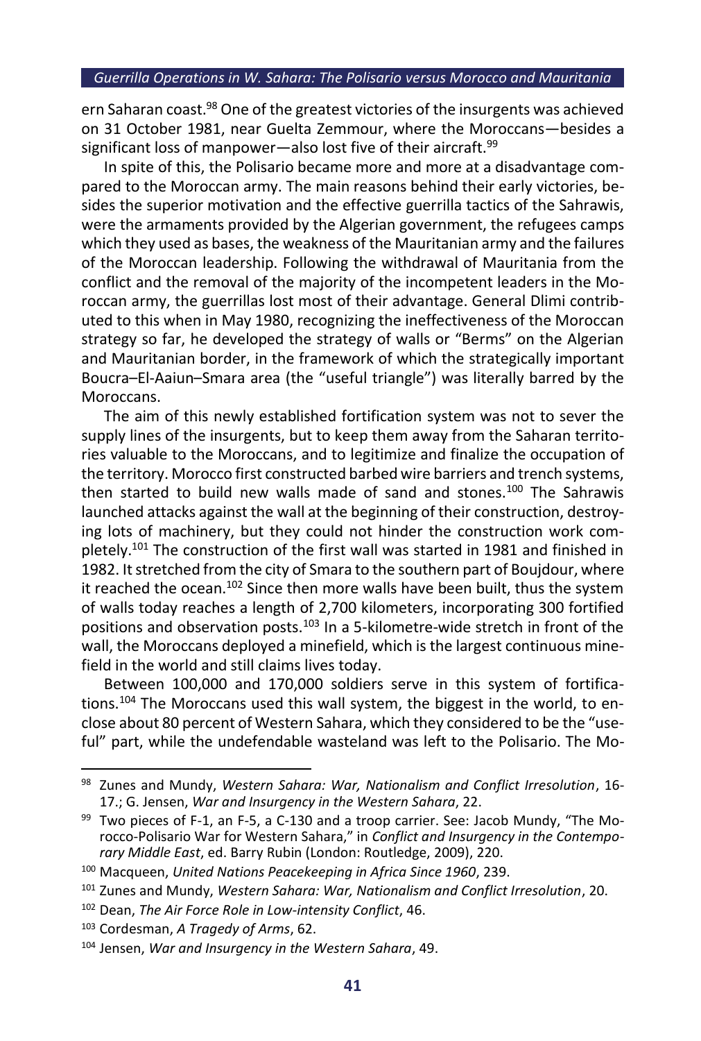ern Saharan coast.[98] One of the greatest victories of the insurgents was achieved on 31 October 1981, near Guelta Zemmour, where the Moroccans—besides a significant loss of manpower—also lost five of their aircraft.[99]

In spite of this, the Polisario became more and more at a disadvantage compared to the Moroccan army. The main reasons behind their early victories, besides the superior motivation and the effective guerrilla tactics of the Sahrawis, were the armaments provided by the Algerian government, the refugees camps which they used as bases, the weakness of the Mauritanian army and the failures of the Moroccan leadership. Following the withdrawal of Mauritania from the conflict and the removal of the majority of the incompetent leaders in the Moroccan army, the guerrillas lost most of their advantage. General Dlimi contributed to this when in May 1980, recognizing the ineffectiveness of the Moroccan strategy so far, he developed the strategy of walls or "Berms" on the Algerian and Mauritanian border, in the framework of which the strategically important Boucra–El-Aaiun–Smara area (the "useful triangle") was literally barred by the Moroccans.

The aim of this newly established fortification system was not to sever the supply lines of the insurgents, but to keep them away from the Saharan territories valuable to the Moroccans, and to legitimize and finalize the occupation of the territory. Morocco first constructed barbed wire barriers and trench systems, then started to build new walls made of sand and stones.[100] The Sahrawis launched attacks against the wall at the beginning of their construction, destroying lots of machinery, but they could not hinder the construction work completely.[101] The construction of the first wall was started in 1981 and finished in 1982. It stretched from the city of Smara to the southern part of Boujdour, where it reached the ocean.[102] Since then more walls have been built, thus the system of walls today reaches a length of 2,700 kilometers, incorporating 300 fortified positions and observation posts.[103] In a 5-kilometre-wide stretch in front of the wall, the Moroccans deployed a minefield, which is the largest continuous minefield in the world and still claims lives today.

Between 100,000 and 170,000 soldiers serve in this system of fortifications.[104] The Moroccans used this wall system, the biggest in the world, to enclose about 80 percent of Western Sahara, which they considered to be the "useful" part, while the undefendable wasteland was left to the Polisario. The Mo-

---

[98] Zunes and Mundy, *Western Sahara: War, Nationalism and Conflict Irresolution*, 16-17.; G. Jensen, *War and Insurgency in the Western Sahara*, 22.

[99] Two pieces of F-1, an F-5, a C-130 and a troop carrier. See: Jacob Mundy, "The Morocco-Polisario War for Western Sahara," in *Conflict and Insurgency in the Contemporary Middle East*, ed. Barry Rubin (London: Routledge, 2009), 220.

[100] Macqueen, *United Nations Peacekeeping in Africa Since 1960*, 239.

[101] Zunes and Mundy, *Western Sahara: War, Nationalism and Conflict Irresolution*, 20.

[102] Dean, *The Air Force Role in Low-intensity Conflict*, 46.

[103] Cordesman, *A Tragedy of Arms*, 62.

[104] Jensen, *War and Insurgency in the Western Sahara*, 49.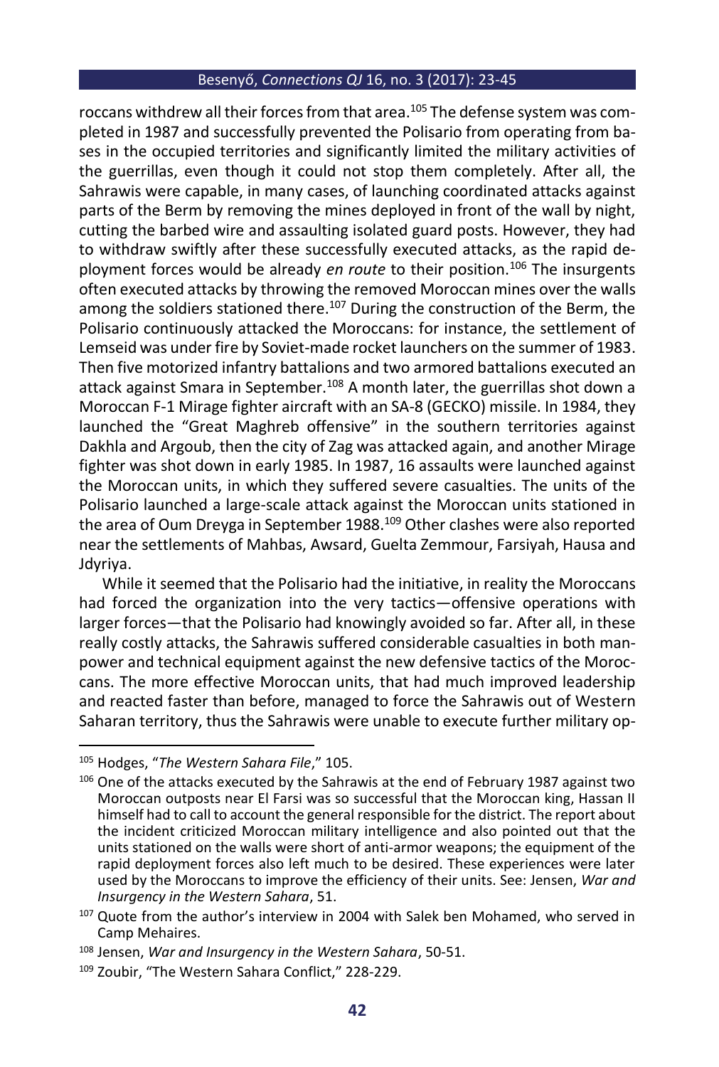roccans withdrew all their forces from that area.[105] The defense system was completed in 1987 and successfully prevented the Polisario from operating from bases in the occupied territories and significantly limited the military activities of the guerrillas, even though it could not stop them completely. After all, the Sahrawis were capable, in many cases, of launching coordinated attacks against parts of the Berm by removing the mines deployed in front of the wall by night, cutting the barbed wire and assaulting isolated guard posts. However, they had to withdraw swiftly after these successfully executed attacks, as the rapid deployment forces would be already *en route* to their position.[106] The insurgents often executed attacks by throwing the removed Moroccan mines over the walls among the soldiers stationed there.[107] During the construction of the Berm, the Polisario continuously attacked the Moroccans: for instance, the settlement of Lemseid was under fire by Soviet-made rocket launchers on the summer of 1983. Then five motorized infantry battalions and two armored battalions executed an attack against Smara in September.[108] A month later, the guerrillas shot down a Moroccan F-1 Mirage fighter aircraft with an SA-8 (GECKO) missile. In 1984, they launched the "Great Maghreb offensive" in the southern territories against Dakhla and Argoub, then the city of Zag was attacked again, and another Mirage fighter was shot down in early 1985. In 1987, 16 assaults were launched against the Moroccan units, in which they suffered severe casualties. The units of the Polisario launched a large-scale attack against the Moroccan units stationed in the area of Oum Dreyga in September 1988.[109] Other clashes were also reported near the settlements of Mahbas, Awsard, Guelta Zemmour, Farsiyah, Hausa and Jdyriya.

While it seemed that the Polisario had the initiative, in reality the Moroccans had forced the organization into the very tactics—offensive operations with larger forces—that the Polisario had knowingly avoided so far. After all, in these really costly attacks, the Sahrawis suffered considerable casualties in both manpower and technical equipment against the new defensive tactics of the Moroccans. The more effective Moroccan units, that had much improved leadership and reacted faster than before, managed to force the Sahrawis out of Western Saharan territory, thus the Sahrawis were unable to execute further military op-

---

[105] Hodges, "*The Western Sahara File*," 105.

[106] One of the attacks executed by the Sahrawis at the end of February 1987 against two Moroccan outposts near El Farsi was so successful that the Moroccan king, Hassan II himself had to call to account the general responsible for the district. The report about the incident criticized Moroccan military intelligence and also pointed out that the units stationed on the walls were short of anti-armor weapons; the equipment of the rapid deployment forces also left much to be desired. These experiences were later used by the Moroccans to improve the efficiency of their units. See: Jensen, *War and Insurgency in the Western Sahara*, 51.

[107] Quote from the author's interview in 2004 with Salek ben Mohamed, who served in Camp Mehaires.

[108] Jensen, *War and Insurgency in the Western Sahara*, 50-51.

[109] Zoubir, "The Western Sahara Conflict," 228-229.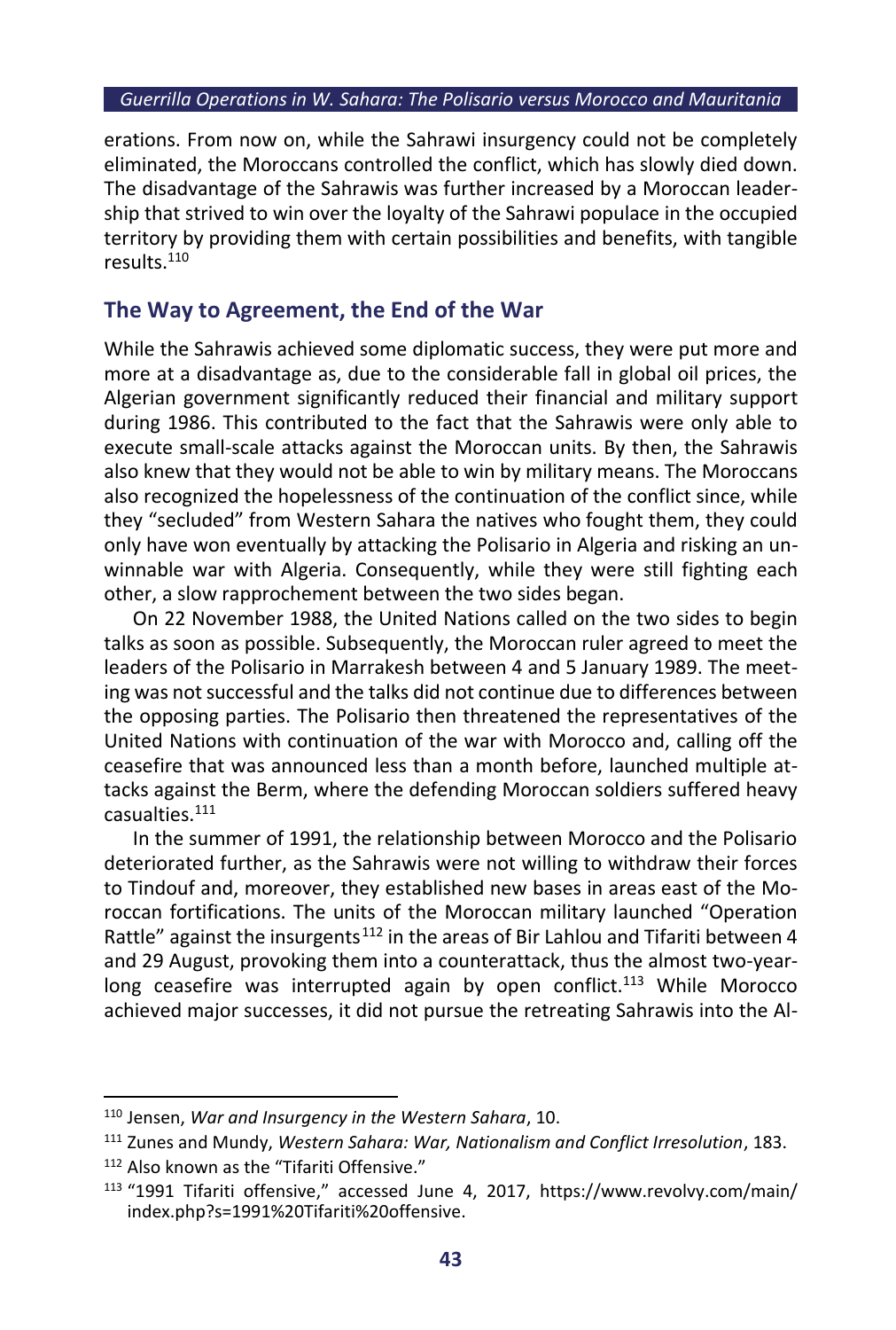erations. From now on, while the Sahrawi insurgency could not be completely eliminated, the Moroccans controlled the conflict, which has slowly died down. The disadvantage of the Sahrawis was further increased by a Moroccan leadership that strived to win over the loyalty of the Sahrawi populace in the occupied territory by providing them with certain possibilities and benefits, with tangible results.[110]

## The Way to Agreement, the End of the War

While the Sahrawis achieved some diplomatic success, they were put more and more at a disadvantage as, due to the considerable fall in global oil prices, the Algerian government significantly reduced their financial and military support during 1986. This contributed to the fact that the Sahrawis were only able to execute small-scale attacks against the Moroccan units. By then, the Sahrawis also knew that they would not be able to win by military means. The Moroccans also recognized the hopelessness of the continuation of the conflict since, while they "secluded" from Western Sahara the natives who fought them, they could only have won eventually by attacking the Polisario in Algeria and risking an unwinnable war with Algeria. Consequently, while they were still fighting each other, a slow rapprochement between the two sides began.

On 22 November 1988, the United Nations called on the two sides to begin talks as soon as possible. Subsequently, the Moroccan ruler agreed to meet the leaders of the Polisario in Marrakesh between 4 and 5 January 1989. The meeting was not successful and the talks did not continue due to differences between the opposing parties. The Polisario then threatened the representatives of the United Nations with continuation of the war with Morocco and, calling off the ceasefire that was announced less than a month before, launched multiple attacks against the Berm, where the defending Moroccan soldiers suffered heavy casualties.[111]

In the summer of 1991, the relationship between Morocco and the Polisario deteriorated further, as the Sahrawis were not willing to withdraw their forces to Tindouf and, moreover, they established new bases in areas east of the Moroccan fortifications. The units of the Moroccan military launched "Operation Rattle" against the insurgents[112] in the areas of Bir Lahlou and Tifariti between 4 and 29 August, provoking them into a counterattack, thus the almost two-year-long ceasefire was interrupted again by open conflict.[113] While Morocco achieved major successes, it did not pursue the retreating Sahrawis into the Al-

---

[110] Jensen, *War and Insurgency in the Western Sahara*, 10.

[111] Zunes and Mundy, *Western Sahara: War, Nationalism and Conflict Irresolution*, 183.

[112] Also known as the "Tifariti Offensive."

[113] "1991 Tifariti offensive," accessed June 4, 2017, https://www.revolvy.com/main/index.php?s=1991%20Tifariti%20offensive.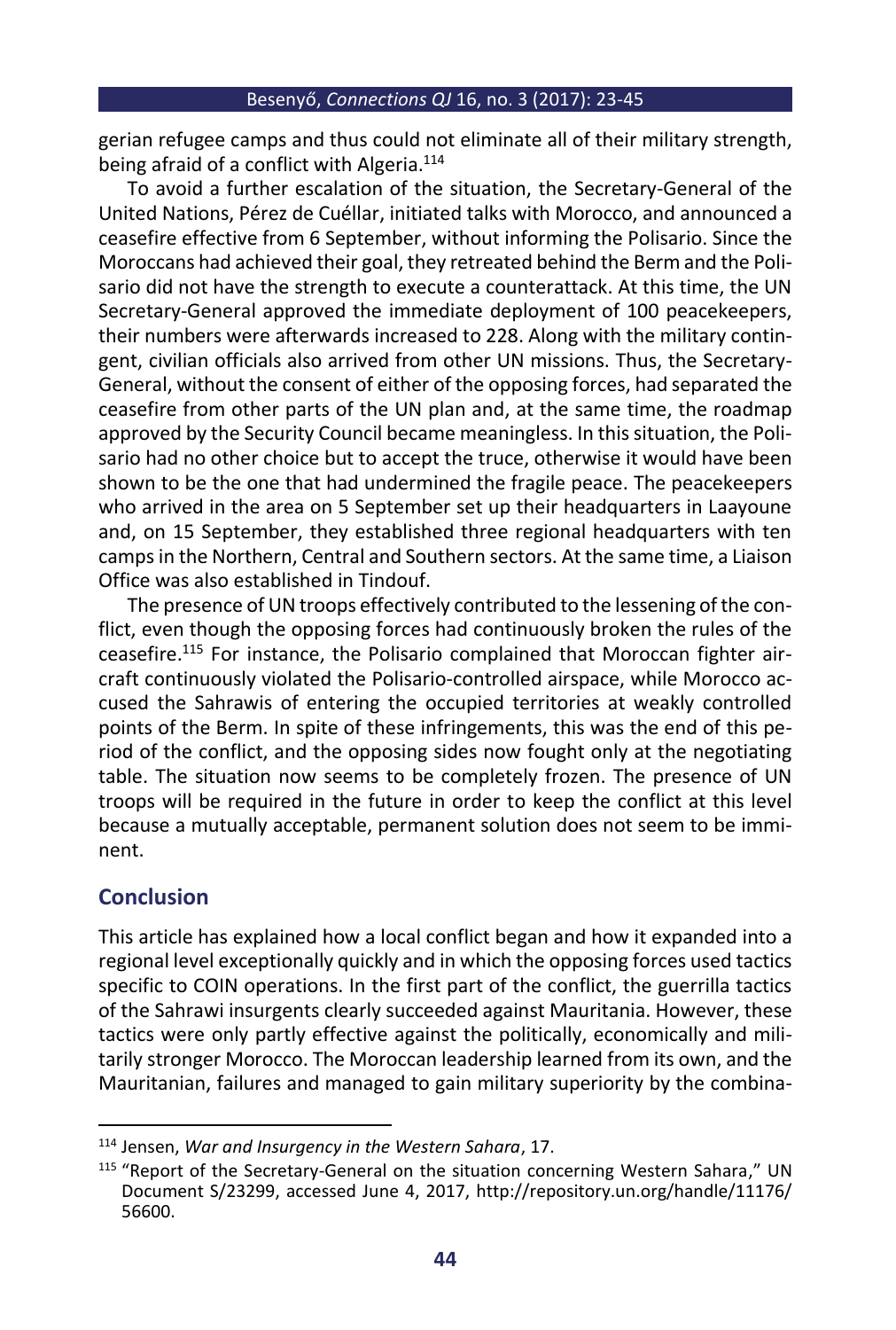gerian refugee camps and thus could not eliminate all of their military strength, being afraid of a conflict with Algeria.[114]

To avoid a further escalation of the situation, the Secretary-General of the United Nations, Pérez de Cuéllar, initiated talks with Morocco, and announced a ceasefire effective from 6 September, without informing the Polisario. Since the Moroccans had achieved their goal, they retreated behind the Berm and the Polisario did not have the strength to execute a counterattack. At this time, the UN Secretary-General approved the immediate deployment of 100 peacekeepers, their numbers were afterwards increased to 228. Along with the military contingent, civilian officials also arrived from other UN missions. Thus, the Secretary-General, without the consent of either of the opposing forces, had separated the ceasefire from other parts of the UN plan and, at the same time, the roadmap approved by the Security Council became meaningless. In this situation, the Polisario had no other choice but to accept the truce, otherwise it would have been shown to be the one that had undermined the fragile peace. The peacekeepers who arrived in the area on 5 September set up their headquarters in Laayoune and, on 15 September, they established three regional headquarters with ten camps in the Northern, Central and Southern sectors. At the same time, a Liaison Office was also established in Tindouf.

The presence of UN troops effectively contributed to the lessening of the conflict, even though the opposing forces had continuously broken the rules of the ceasefire.[115] For instance, the Polisario complained that Moroccan fighter aircraft continuously violated the Polisario-controlled airspace, while Morocco accused the Sahrawis of entering the occupied territories at weakly controlled points of the Berm. In spite of these infringements, this was the end of this period of the conflict, and the opposing sides now fought only at the negotiating table. The situation now seems to be completely frozen. The presence of UN troops will be required in the future in order to keep the conflict at this level because a mutually acceptable, permanent solution does not seem to be imminent.

## Conclusion

This article has explained how a local conflict began and how it expanded into a regional level exceptionally quickly and in which the opposing forces used tactics specific to COIN operations. In the first part of the conflict, the guerrilla tactics of the Sahrawi insurgents clearly succeeded against Mauritania. However, these tactics were only partly effective against the politically, economically and militarily stronger Morocco. The Moroccan leadership learned from its own, and the Mauritanian, failures and managed to gain military superiority by the combina-

---

[114] Jensen, *War and Insurgency in the Western Sahara*, 17.

[115] "Report of the Secretary-General on the situation concerning Western Sahara," UN Document S/23299, accessed June 4, 2017, http://repository.un.org/handle/11176/56600.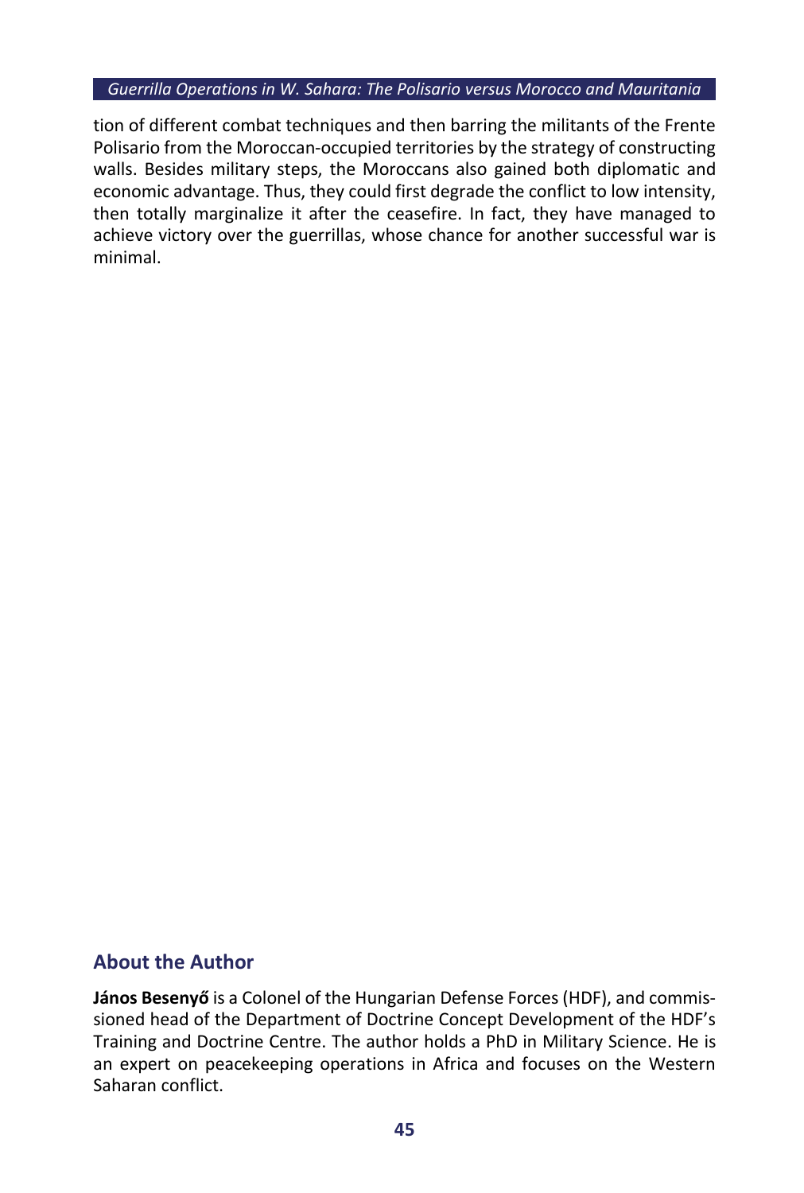tion of different combat techniques and then barring the militants of the Frente Polisario from the Moroccan-occupied territories by the strategy of constructing walls. Besides military steps, the Moroccans also gained both diplomatic and economic advantage. Thus, they could first degrade the conflict to low intensity, then totally marginalize it after the ceasefire. In fact, they have managed to achieve victory over the guerrillas, whose chance for another successful war is minimal.

## About the Author

**János Besenyő** is a Colonel of the Hungarian Defense Forces (HDF), and commissioned head of the Department of Doctrine Concept Development of the HDF's Training and Doctrine Centre. The author holds a PhD in Military Science. He is an expert on peacekeeping operations in Africa and focuses on the Western Saharan conflict.